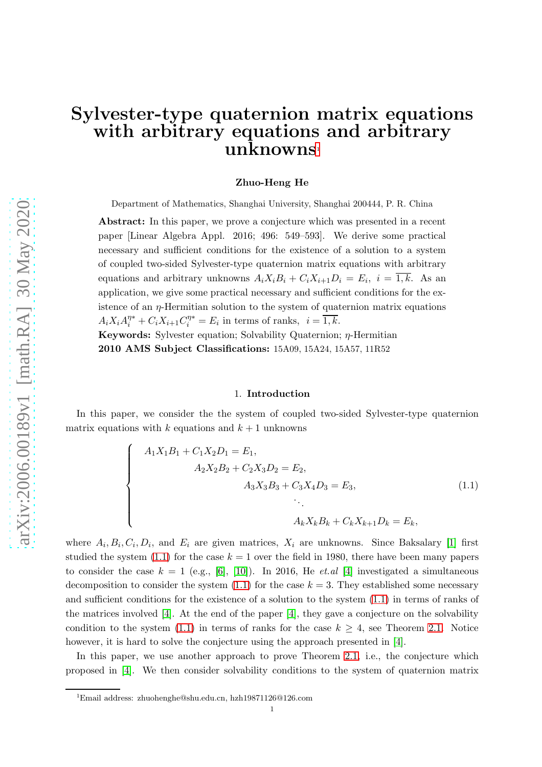# Sylvester-type quaternion matrix equations with arbitrary equations and arbitrary unknowns[1]

**Zhuo-Heng He**

Department of Mathematics, Shanghai University, Shanghai 200444, P. R. China

**Abstract:** In this paper, we prove a conjecture which was presented in a recent paper [Linear Algebra Appl. 2016; 496: 549–593]. We derive some practical necessary and sufficient conditions for the existence of a solution to a system of coupled two-sided Sylvester-type quaternion matrix equations with arbitrary equations and arbitrary unknowns $A_iX_iB_i + C_iX_{i+1}D_i = E_i,\ i = \overline{1,k}$. As an application, we give some practical necessary and sufficient conditions for the existence of an $\eta$-Hermitian solution to the system of quaternion matrix equations $A_iX_iA_i^{\eta*} + C_iX_{i+1}C_i^{\eta*} = E_i$ in terms of ranks, $i = \overline{1,k}$.

**Keywords:** Sylvester equation; Solvability Quaternion; $\eta$-Hermitian

**2010 AMS Subject Classifications:** 15A09, 15A24, 15A57, 11R52

## 1. Introduction

In this paper, we consider the the system of coupled two-sided Sylvester-type quaternion matrix equations with $k$ equations and $k+1$ unknowns

$$
\begin{cases}
A_1X_1B_1 + C_1X_2D_1 = E_1, \\
\qquad A_2X_2B_2 + C_2X_3D_2 = E_2, \\
\qquad\qquad A_3X_3B_3 + C_3X_4D_3 = E_3, \\
\qquad\qquad\qquad \ddots \\
\qquad\qquad\qquad A_kX_kB_k + C_kX_{k+1}D_k = E_k,
\end{cases}
\tag{1.1}
$$

where $A_i, B_i, C_i, D_i$, and $E_i$ are given matrices, $X_i$ are unknowns. Since Baksalary [1] first studied the system (1.1) for the case $k = 1$ over the field in 1980, there have been many papers to consider the case $k = 1$ (e.g., [6], [10]). In 2016, He *et.al* [4] investigated a simultaneous decomposition to consider the system (1.1) for the case $k = 3$. They established some necessary and sufficient conditions for the existence of a solution to the system (1.1) in terms of ranks of the matrices involved [4]. At the end of the paper [4], they gave a conjecture on the solvability condition to the system (1.1) in terms of ranks for the case $k \geq 4$, see Theorem 2.1. Notice however, it is hard to solve the conjecture using the approach presented in [4].

In this paper, we use another approach to prove Theorem 2.1, i.e., the conjecture which proposed in [4]. We then consider solvability conditions to the system of quaternion matrix

[1] Email address: zhuohenghe@shu.edu.cn, hzh19871126@126.com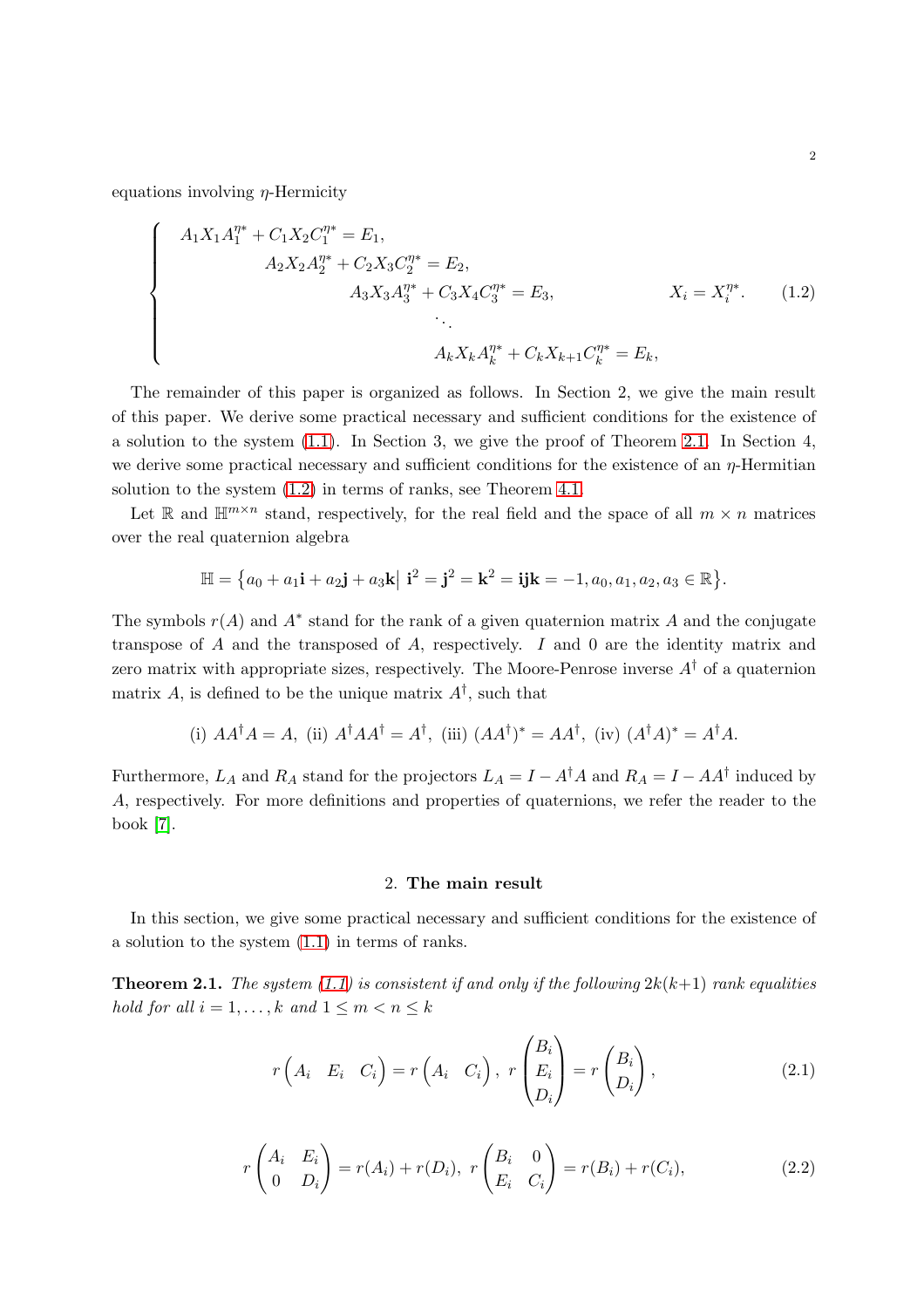equations involving $\eta$-Hermicity

$$
\left\{
\begin{array}{lllll}
A_1X_1A_1^{\eta*}+C_1X_2C_1^{\eta*}=E_1, & & & & \\
 & A_2X_2A_2^{\eta*}+C_2X_3C_2^{\eta*}=E_2, & & & \\
 & & A_3X_3A_3^{\eta*}+C_3X_4C_3^{\eta*}=E_3, & & X_i=X_i^{\eta*}. \\
 & & & \ddots & \\
 & & & A_kX_kA_k^{\eta*}+C_kX_{k+1}C_k^{\eta*}=E_k, &
\end{array}
\right.
\tag{1.2}
$$

The remainder of this paper is organized as follows. In Section 2, we give the main result of this paper. We derive some practical necessary and sufficient conditions for the existence of a solution to the system (1.1). In Section 3, we give the proof of Theorem 2.1. In Section 4, we derive some practical necessary and sufficient conditions for the existence of an $\eta$-Hermitian solution to the system (1.2) in terms of ranks, see Theorem 4.1.

Let $\mathbb{R}$ and $\mathbb{H}^{m\times n}$ stand, respectively, for the real field and the space of all $m\times n$ matrices over the real quaternion algebra

$$\mathbb{H}=\big\{a_0+a_1\mathbf{i}+a_2\mathbf{j}+a_3\mathbf{k}\big|\ \mathbf{i}^2=\mathbf{j}^2=\mathbf{k}^2=\mathbf{ijk}=-1,a_0,a_1,a_2,a_3\in\mathbb{R}\big\}.$$

The symbols $r(A)$ and $A^*$ stand for the rank of a given quaternion matrix $A$ and the conjugate transpose of $A$ and the transposed of $A$, respectively. $I$ and $0$ are the identity matrix and zero matrix with appropriate sizes, respectively. The Moore-Penrose inverse $A^\dagger$ of a quaternion matrix $A$, is defined to be the unique matrix $A^\dagger$, such that

$$\text{(i) } AA^\dagger A=A,\ \text{(ii) } A^\dagger AA^\dagger=A^\dagger,\ \text{(iii) } (AA^\dagger)^*=AA^\dagger,\ \text{(iv) } (A^\dagger A)^*=A^\dagger A.$$

Furthermore, $L_A$ and $R_A$ stand for the projectors $L_A=I-A^\dagger A$ and $R_A=I-AA^\dagger$ induced by $A$, respectively. For more definitions and properties of quaternions, we refer the reader to the book [7].

## 2. The main result

In this section, we give some practical necessary and sufficient conditions for the existence of a solution to the system (1.1) in terms of ranks.

**Theorem 2.1.** *The system (1.1) is consistent if and only if the following $2k(k+1)$ rank equalities hold for all $i=1,\ldots,k$ and $1\leq m<n\leq k$*

$$r\begin{pmatrix}A_i & E_i & C_i\end{pmatrix}=r\begin{pmatrix}A_i & C_i\end{pmatrix},\ r\begin{pmatrix}B_i\\ E_i\\ D_i\end{pmatrix}=r\begin{pmatrix}B_i\\ D_i\end{pmatrix},\tag{2.1}$$

$$r\begin{pmatrix}A_i & E_i\\ 0 & D_i\end{pmatrix}=r(A_i)+r(D_i),\ r\begin{pmatrix}B_i & 0\\ E_i & C_i\end{pmatrix}=r(B_i)+r(C_i),\tag{2.2}$$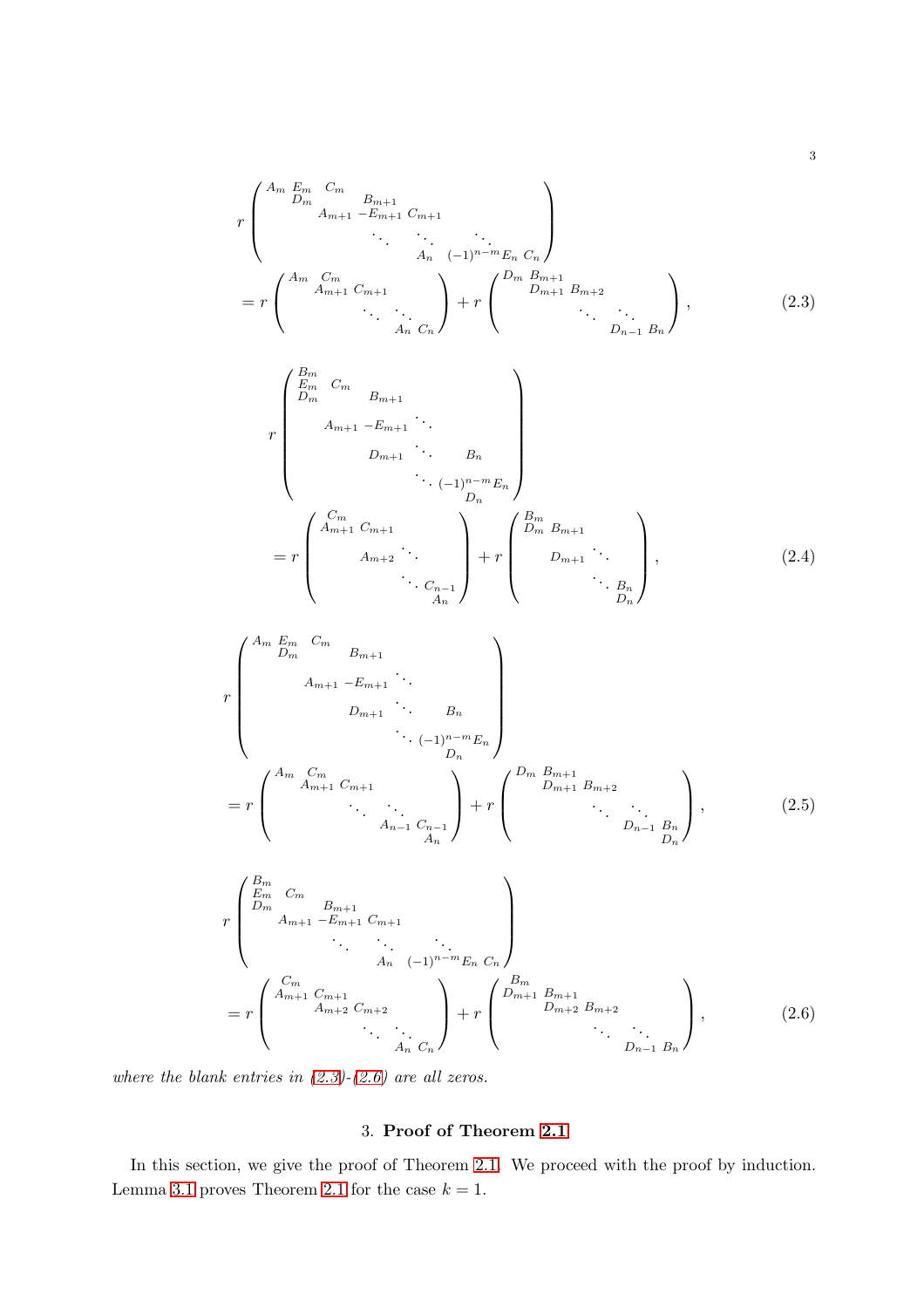$$
r\begin{pmatrix}
A_m & E_m & C_m & & & & \\
 & D_m & & B_{m+1} & & & \\
 & & A_{m+1} & -E_{m+1} & C_{m+1} & & \\
 & & & \ddots & \ddots & \ddots & \\
 & & & & A_n & (-1)^{n-m}E_n & C_n
\end{pmatrix}
$$

$$
= r\begin{pmatrix}
A_m & C_m & & \\
 & A_{m+1} & C_{m+1} & \\
 & & \ddots & \ddots \\
 & & & A_n \; C_n
\end{pmatrix}
+ r\begin{pmatrix}
D_m & B_{m+1} & & \\
 & D_{m+1} & B_{m+2} & \\
 & & \ddots & \ddots \\
 & & & D_{n-1} \; B_n
\end{pmatrix},
\tag{2.3}
$$

$$
r\begin{pmatrix}
B_m & & & & \\
E_m & C_m & & & \\
D_m & & B_{m+1} & & \\
 & A_{m+1} & -E_{m+1} & \ddots & \\
 & & D_{m+1} & \ddots & B_n \\
 & & & \ddots & (-1)^{n-m}E_n \\
 & & & & D_n
\end{pmatrix}
$$

$$
= r\begin{pmatrix}
C_m & & & \\
A_{m+1} & C_{m+1} & & \\
 & A_{m+2} & \ddots & \\
 & & \ddots & C_{n-1} \\
 & & & A_n
\end{pmatrix}
+ r\begin{pmatrix}
B_m & & & \\
D_m & B_{m+1} & & \\
 & D_{m+1} & \ddots & \\
 & & \ddots & B_n \\
 & & & D_n
\end{pmatrix},
\tag{2.4}
$$

$$
r\begin{pmatrix}
A_m & E_m & C_m & & \\
 & D_m & & B_{m+1} & \\
 & & A_{m+1} & -E_{m+1} & \ddots \\
 & & & D_{m+1} & \ddots & B_n \\
 & & & & \ddots & (-1)^{n-m}E_n \\
 & & & & & D_n
\end{pmatrix}
$$

$$
= r\begin{pmatrix}
A_m & C_m & & \\
 & A_{m+1} & C_{m+1} & \\
 & & \ddots & \ddots \\
 & & & A_{n-1} \; C_{n-1} \\
 & & & A_n
\end{pmatrix}
+ r\begin{pmatrix}
D_m & B_{m+1} & & \\
 & D_{m+1} & B_{m+2} & \\
 & & \ddots & \ddots \\
 & & & D_{n-1} \; B_n \\
 & & & D_n
\end{pmatrix},
\tag{2.5}
$$

$$
r\begin{pmatrix}
B_m & & & & & \\
E_m & C_m & & & & \\
D_m & & B_{m+1} & & & \\
 & A_{m+1} & -E_{m+1} & C_{m+1} & & \\
 & & \ddots & \ddots & \ddots & \\
 & & & A_n & (-1)^{n-m}E_n & C_n
\end{pmatrix}
$$

$$
= r\begin{pmatrix}
C_m & & & \\
A_{m+1} & C_{m+1} & & \\
 & A_{m+2} & C_{m+2} & \\
 & & \ddots & \ddots \\
 & & & A_n \; C_n
\end{pmatrix}
+ r\begin{pmatrix}
B_m & & & \\
D_{m+1} & B_{m+1} & & \\
 & D_{m+2} & B_{m+2} & \\
 & & \ddots & \ddots \\
 & & & D_{n-1} \; B_n
\end{pmatrix},
\tag{2.6}
$$

*where the blank entries in (2.3)-(2.6) are all zeros.*

## 3. **Proof of Theorem 2.1**

In this section, we give the proof of Theorem 2.1. We proceed with the proof by induction. Lemma 3.1 proves Theorem 2.1 for the case $k = 1$.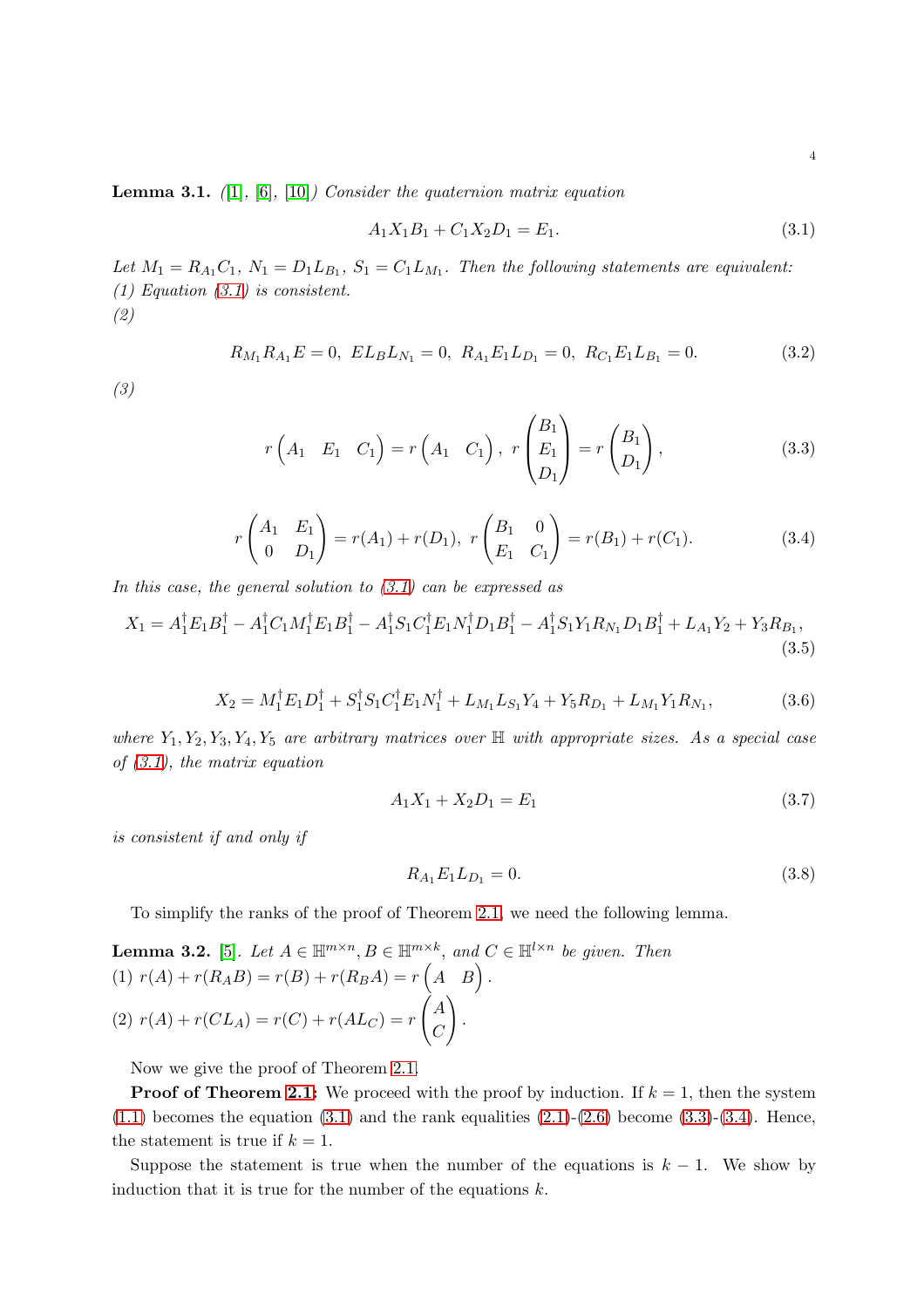**Lemma 3.1.** *([1], [6], [10]) Consider the quaternion matrix equation*

$$A_1X_1B_1 + C_1X_2D_1 = E_1. \tag{3.1}$$

*Let $M_1 = R_{A_1}C_1$, $N_1 = D_1L_{B_1}$, $S_1 = C_1L_{M_1}$. Then the following statements are equivalent:*
*(1) Equation (3.1) is consistent.*
*(2)*

$$R_{M_1}R_{A_1}E = 0,\ EL_BL_{N_1} = 0,\ R_{A_1}E_1L_{D_1} = 0,\ R_{C_1}E_1L_{B_1} = 0. \tag{3.2}$$

*(3)*

$$r\begin{pmatrix} A_1 & E_1 & C_1 \end{pmatrix} = r\begin{pmatrix} A_1 & C_1 \end{pmatrix},\ r\begin{pmatrix} B_1 \\ E_1 \\ D_1 \end{pmatrix} = r\begin{pmatrix} B_1 \\ D_1 \end{pmatrix}, \tag{3.3}$$

$$r\begin{pmatrix} A_1 & E_1 \\ 0 & D_1 \end{pmatrix} = r(A_1) + r(D_1),\ r\begin{pmatrix} B_1 & 0 \\ E_1 & C_1 \end{pmatrix} = r(B_1) + r(C_1). \tag{3.4}$$

*In this case, the general solution to (3.1) can be expressed as*

$$X_1 = A_1^{\dagger}E_1B_1^{\dagger} - A_1^{\dagger}C_1M_1^{\dagger}E_1B_1^{\dagger} - A_1^{\dagger}S_1C_1^{\dagger}E_1N_1^{\dagger}D_1B_1^{\dagger} - A_1^{\dagger}S_1Y_1R_{N_1}D_1B_1^{\dagger} + L_{A_1}Y_2 + Y_3R_{B_1}, \tag{3.5}$$

$$X_2 = M_1^{\dagger}E_1D_1^{\dagger} + S_1^{\dagger}S_1C_1^{\dagger}E_1N_1^{\dagger} + L_{M_1}L_{S_1}Y_4 + Y_5R_{D_1} + L_{M_1}Y_1R_{N_1}, \tag{3.6}$$

*where $Y_1, Y_2, Y_3, Y_4, Y_5$ are arbitrary matrices over $\mathbb{H}$ with appropriate sizes. As a special case of (3.1), the matrix equation*

$$A_1X_1 + X_2D_1 = E_1 \tag{3.7}$$

*is consistent if and only if*

$$R_{A_1}E_1L_{D_1} = 0. \tag{3.8}$$

To simplify the ranks of the proof of Theorem 2.1, we need the following lemma.

**Lemma 3.2.** [5]. *Let $A \in \mathbb{H}^{m\times n}, B \in \mathbb{H}^{m\times k}$, and $C \in \mathbb{H}^{l\times n}$ be given. Then*
*(1) $r(A) + r(R_AB) = r(B) + r(R_BA) = r\begin{pmatrix} A & B \end{pmatrix}$.*
*(2) $r(A) + r(CL_A) = r(C) + r(AL_C) = r\begin{pmatrix} A \\ C \end{pmatrix}$.*

Now we give the proof of Theorem 2.1.

**Proof of Theorem 2.1:** We proceed with the proof by induction. If $k = 1$, then the system (1.1) becomes the equation (3.1) and the rank equalities (2.1)-(2.6) become (3.3)-(3.4). Hence, the statement is true if $k = 1$.

Suppose the statement is true when the number of the equations is $k - 1$. We show by induction that it is true for the number of the equations $k$.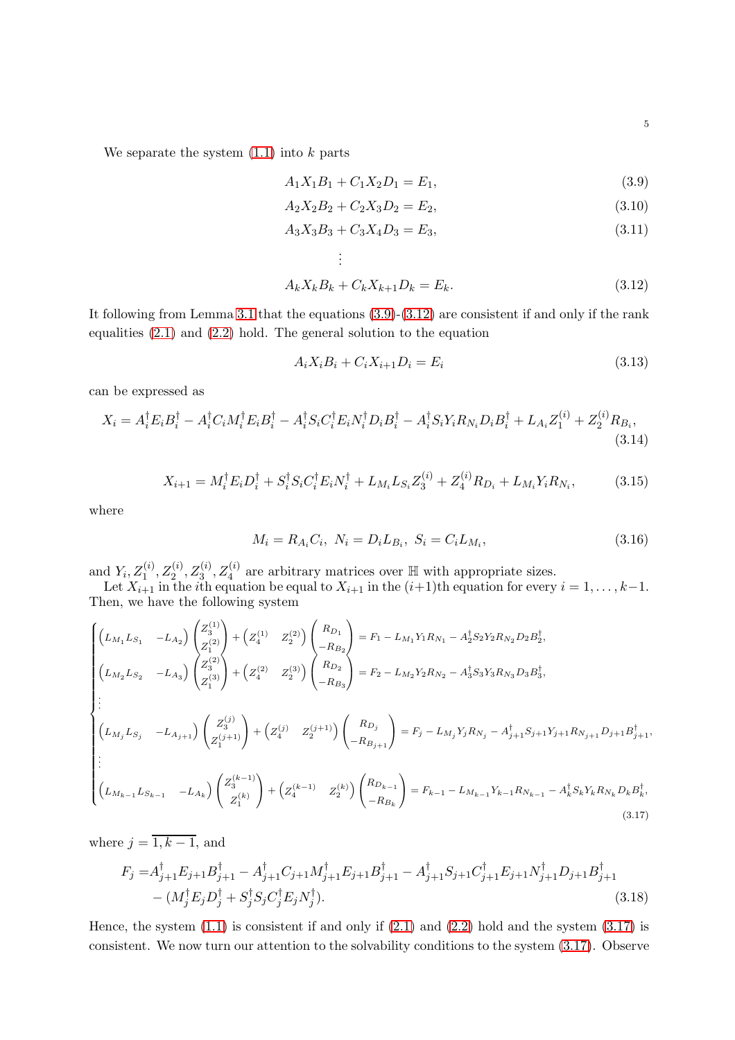We separate the system (1.1) into $k$ parts

$$A_1X_1B_1 + C_1X_2D_1 = E_1, \tag{3.9}$$

$$A_2X_2B_2 + C_2X_3D_2 = E_2, \tag{3.10}$$

$$A_3X_3B_3 + C_3X_4D_3 = E_3, \tag{3.11}$$

$$\vdots$$

$$A_kX_kB_k + C_kX_{k+1}D_k = E_k. \tag{3.12}$$

It following from Lemma 3.1 that the equations (3.9)-(3.12) are consistent if and only if the rank equalities (2.1) and (2.2) hold. The general solution to the equation

$$A_iX_iB_i + C_iX_{i+1}D_i = E_i \tag{3.13}$$

can be expressed as

$$X_i = A_i^{\dagger}E_iB_i^{\dagger} - A_i^{\dagger}C_iM_i^{\dagger}E_iB_i^{\dagger} - A_i^{\dagger}S_iC_i^{\dagger}E_iN_i^{\dagger}D_iB_i^{\dagger} - A_i^{\dagger}S_iY_iR_{N_i}D_iB_i^{\dagger} + L_{A_i}Z_1^{(i)} + Z_2^{(i)}R_{B_i}, \tag{3.14}$$

$$X_{i+1} = M_i^{\dagger}E_iD_i^{\dagger} + S_i^{\dagger}S_iC_i^{\dagger}E_iN_i^{\dagger} + L_{M_i}L_{S_i}Z_3^{(i)} + Z_4^{(i)}R_{D_i} + L_{M_i}Y_iR_{N_i}, \tag{3.15}$$

where

$$M_i = R_{A_i}C_i,\ N_i = D_iL_{B_i},\ S_i = C_iL_{M_i}, \tag{3.16}$$

and $Y_i, Z_1^{(i)}, Z_2^{(i)}, Z_3^{(i)}, Z_4^{(i)}$ are arbitrary matrices over $\mathbb{H}$ with appropriate sizes.

Let $X_{i+1}$ in the $i$th equation be equal to $X_{i+1}$ in the $(i+1)$th equation for every $i = 1, \ldots, k-1$. Then, we have the following system

$$\begin{cases}
\begin{pmatrix} L_{M_1}L_{S_1} & -L_{A_2} \end{pmatrix}\begin{pmatrix} Z_3^{(1)} \\ Z_1^{(2)} \end{pmatrix} + \begin{pmatrix} Z_4^{(1)} & Z_2^{(2)} \end{pmatrix}\begin{pmatrix} R_{D_1} \\ -R_{B_2} \end{pmatrix} = F_1 - L_{M_1}Y_1R_{N_1} - A_2^{\dagger}S_2Y_2R_{N_2}D_2B_2^{\dagger}, \\
\begin{pmatrix} L_{M_2}L_{S_2} & -L_{A_3} \end{pmatrix}\begin{pmatrix} Z_3^{(2)} \\ Z_1^{(3)} \end{pmatrix} + \begin{pmatrix} Z_4^{(2)} & Z_2^{(3)} \end{pmatrix}\begin{pmatrix} R_{D_2} \\ -R_{B_3} \end{pmatrix} = F_2 - L_{M_2}Y_2R_{N_2} - A_3^{\dagger}S_3Y_3R_{N_3}D_3B_3^{\dagger}, \\
\vdots \\
\begin{pmatrix} L_{M_j}L_{S_j} & -L_{A_{j+1}} \end{pmatrix}\begin{pmatrix} Z_3^{(j)} \\ Z_1^{(j+1)} \end{pmatrix} + \begin{pmatrix} Z_4^{(j)} & Z_2^{(j+1)} \end{pmatrix}\begin{pmatrix} R_{D_j} \\ -R_{B_{j+1}} \end{pmatrix} = F_j - L_{M_j}Y_jR_{N_j} - A_{j+1}^{\dagger}S_{j+1}Y_{j+1}R_{N_{j+1}}D_{j+1}B_{j+1}^{\dagger}, \\
\vdots \\
\begin{pmatrix} L_{M_{k-1}}L_{S_{k-1}} & -L_{A_k} \end{pmatrix}\begin{pmatrix} Z_3^{(k-1)} \\ Z_1^{(k)} \end{pmatrix} + \begin{pmatrix} Z_4^{(k-1)} & Z_2^{(k)} \end{pmatrix}\begin{pmatrix} R_{D_{k-1}} \\ -R_{B_k} \end{pmatrix} = F_{k-1} - L_{M_{k-1}}Y_{k-1}R_{N_{k-1}} - A_k^{\dagger}S_kY_kR_{N_k}D_kB_k^{\dagger},
\end{cases} \tag{3.17}$$

where $j = \overline{1, k-1}$, and

$$\begin{aligned}
F_j =& A_{j+1}^{\dagger}E_{j+1}B_{j+1}^{\dagger} - A_{j+1}^{\dagger}C_{j+1}M_{j+1}^{\dagger}E_{j+1}B_{j+1}^{\dagger} - A_{j+1}^{\dagger}S_{j+1}C_{j+1}^{\dagger}E_{j+1}N_{j+1}^{\dagger}D_{j+1}B_{j+1}^{\dagger} \\
&- (M_j^{\dagger}E_jD_j^{\dagger} + S_j^{\dagger}S_jC_j^{\dagger}E_jN_j^{\dagger}).
\end{aligned} \tag{3.18}$$

Hence, the system (1.1) is consistent if and only if (2.1) and (2.2) hold and the system (3.17) is consistent. We now turn our attention to the solvability conditions to the system (3.17). Observe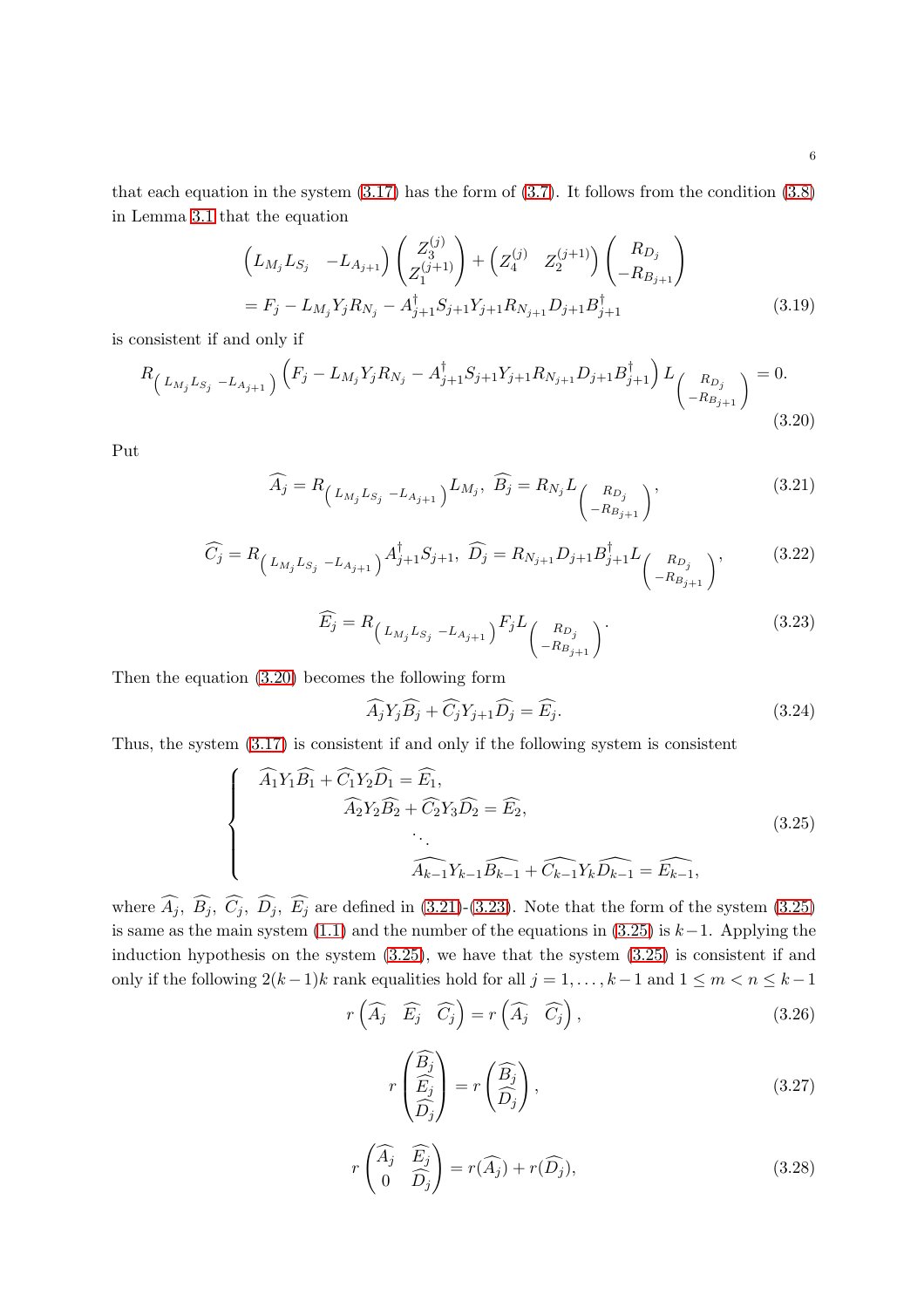that each equation in the system (3.17) has the form of (3.7). It follows from the condition (3.8) in Lemma 3.1 that the equation

$$\begin{aligned} &\begin{pmatrix} L_{M_j}L_{S_j} & -L_{A_{j+1}} \end{pmatrix} \begin{pmatrix} Z_3^{(j)} \\ Z_1^{(j+1)} \end{pmatrix} + \begin{pmatrix} Z_4^{(j)} & Z_2^{(j+1)} \end{pmatrix} \begin{pmatrix} R_{D_j} \\ -R_{B_{j+1}} \end{pmatrix} \\ &= F_j - L_{M_j} Y_j R_{N_j} - A_{j+1}^{\dagger} S_{j+1} Y_{j+1} R_{N_{j+1}} D_{j+1} B_{j+1}^{\dagger} \end{aligned} \tag{3.19}$$

is consistent if and only if

$$R_{\begin{pmatrix} L_{M_j}L_{S_j} & -L_{A_{j+1}} \end{pmatrix}} \left( F_j - L_{M_j} Y_j R_{N_j} - A_{j+1}^{\dagger} S_{j+1} Y_{j+1} R_{N_{j+1}} D_{j+1} B_{j+1}^{\dagger} \right) L_{\begin{pmatrix} R_{D_j} \\ -R_{B_{j+1}} \end{pmatrix}} = 0. \tag{3.20}$$

Put

$$\widehat{A_j} = R_{\begin{pmatrix} L_{M_j}L_{S_j} & -L_{A_{j+1}} \end{pmatrix}} L_{M_j}, \ \widehat{B_j} = R_{N_j} L_{\begin{pmatrix} R_{D_j} \\ -R_{B_{j+1}} \end{pmatrix}}, \tag{3.21}$$

$$\widehat{C_j} = R_{\begin{pmatrix} L_{M_j}L_{S_j} & -L_{A_{j+1}} \end{pmatrix}} A_{j+1}^{\dagger} S_{j+1}, \ \widehat{D_j} = R_{N_{j+1}} D_{j+1} B_{j+1}^{\dagger} L_{\begin{pmatrix} R_{D_j} \\ -R_{B_{j+1}} \end{pmatrix}}, \tag{3.22}$$

$$\widehat{E_j} = R_{\begin{pmatrix} L_{M_j}L_{S_j} & -L_{A_{j+1}} \end{pmatrix}} F_j L_{\begin{pmatrix} R_{D_j} \\ -R_{B_{j+1}} \end{pmatrix}}. \tag{3.23}$$

Then the equation (3.20) becomes the following form

$$\widehat{A_j} Y_j \widehat{B_j} + \widehat{C_j} Y_{j+1} \widehat{D_j} = \widehat{E_j}. \tag{3.24}$$

Thus, the system (3.17) is consistent if and only if the following system is consistent

$$\begin{cases} \widehat{A_1} Y_1 \widehat{B_1} + \widehat{C_1} Y_2 \widehat{D_1} = \widehat{E_1}, \\ \qquad\qquad \widehat{A_2} Y_2 \widehat{B_2} + \widehat{C_2} Y_3 \widehat{D_2} = \widehat{E_2}, \\ \qquad\qquad\qquad\qquad \ddots \\ \qquad\qquad\qquad\qquad \widehat{A_{k-1}} Y_{k-1} \widehat{B_{k-1}} + \widehat{C_{k-1}} Y_k \widehat{D_{k-1}} = \widehat{E_{k-1}}, \end{cases} \tag{3.25}$$

where $\widehat{A_j}$, $\widehat{B_j}$, $\widehat{C_j}$, $\widehat{D_j}$, $\widehat{E_j}$ are defined in (3.21)-(3.23). Note that the form of the system (3.25) is same as the main system (1.1) and the number of the equations in (3.25) is $k-1$. Applying the induction hypothesis on the system (3.25), we have that the system (3.25) is consistent if and only if the following $2(k-1)k$ rank equalities hold for all $j = 1, \ldots, k-1$ and $1 \leq m < n \leq k-1$

$$r \begin{pmatrix} \widehat{A_j} & \widehat{E_j} & \widehat{C_j} \end{pmatrix} = r \begin{pmatrix} \widehat{A_j} & \widehat{C_j} \end{pmatrix}, \tag{3.26}$$

$$r \begin{pmatrix} \widehat{B_j} \\ \widehat{E_j} \\ \widehat{D_j} \end{pmatrix} = r \begin{pmatrix} \widehat{B_j} \\ \widehat{D_j} \end{pmatrix}, \tag{3.27}$$

$$r \begin{pmatrix} \widehat{A_j} & \widehat{E_j} \\ 0 & \widehat{D_j} \end{pmatrix} = r(\widehat{A_j}) + r(\widehat{D_j}), \tag{3.28}$$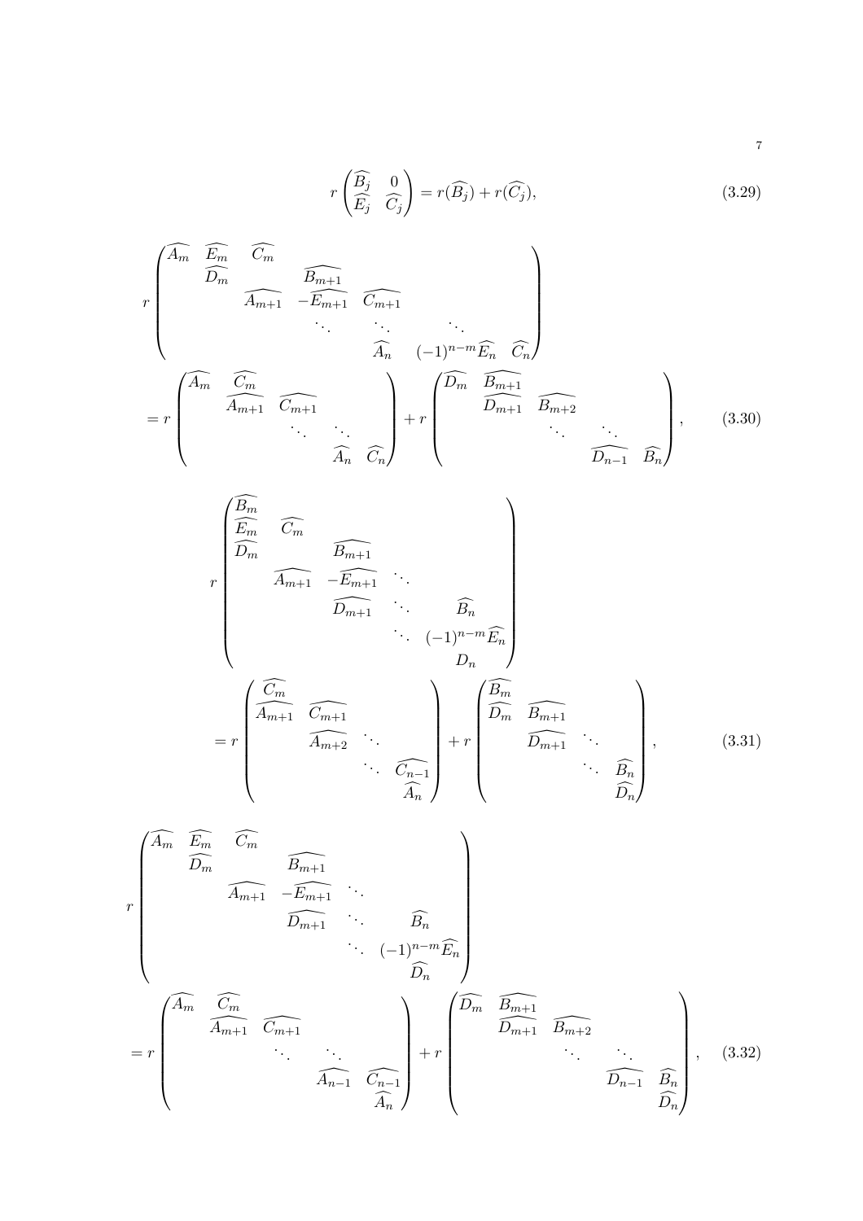$$r\begin{pmatrix} \widehat{B_j} & 0 \\ \widehat{E_j} & \widehat{C_j} \end{pmatrix} = r(\widehat{B_j}) + r(\widehat{C_j}), \tag{3.29}$$

$$\begin{aligned}
& r\begin{pmatrix}
\widehat{A_m} & \widehat{E_m} & \widehat{C_m} & & & & \\
 & \widehat{D_m} & & \widehat{B_{m+1}} & & & \\
 & & \widehat{A_{m+1}} & -\widehat{E_{m+1}} & \widehat{C_{m+1}} & & \\
 & & & \ddots & \ddots & \ddots & \\
 & & & & \widehat{A_n} & (-1)^{n-m}\widehat{E_n} & \widehat{C_n}
\end{pmatrix} \\
&= r\begin{pmatrix}
\widehat{A_m} & \widehat{C_m} & & & \\
 & \widehat{A_{m+1}} & \widehat{C_{m+1}} & & \\
 & & \ddots & \ddots & \\
 & & & \widehat{A_n} & \widehat{C_n}
\end{pmatrix} + r\begin{pmatrix}
\widehat{D_m} & \widehat{B_{m+1}} & & & \\
 & \widehat{D_{m+1}} & \widehat{B_{m+2}} & & \\
 & & \ddots & \ddots & \\
 & & & \widehat{D_{n-1}} & \widehat{B_n}
\end{pmatrix},
\end{aligned} \tag{3.30}$$

$$\begin{aligned}
& r\begin{pmatrix}
\widehat{B_m} & & & & \\
\widehat{E_m} & \widehat{C_m} & & & \\
\widehat{D_m} & & \widehat{B_{m+1}} & & \\
 & \widehat{A_{m+1}} & -\widehat{E_{m+1}} & \ddots & \\
 & & \widehat{D_{m+1}} & \ddots & \widehat{B_n} \\
 & & & \ddots & (-1)^{n-m}\widehat{E_n} \\
 & & & & D_n
\end{pmatrix} \\
&= r\begin{pmatrix}
\widehat{C_m} & & & \\
\widehat{A_{m+1}} & \widehat{C_{m+1}} & & \\
 & \widehat{A_{m+2}} & \ddots & \\
 & & \ddots & \widehat{C_{n-1}} \\
 & & & \widehat{A_n}
\end{pmatrix} + r\begin{pmatrix}
\widehat{B_m} & & & \\
\widehat{D_m} & \widehat{B_{m+1}} & & \\
 & \widehat{D_{m+1}} & \ddots & \\
 & & \ddots & \widehat{B_n} \\
 & & & \widehat{D_n}
\end{pmatrix},
\end{aligned} \tag{3.31}$$

$$\begin{aligned}
& r\begin{pmatrix}
\widehat{A_m} & \widehat{E_m} & \widehat{C_m} & & & \\
 & \widehat{D_m} & & \widehat{B_{m+1}} & & \\
 & & \widehat{A_{m+1}} & -\widehat{E_{m+1}} & \ddots & \\
 & & & \widehat{D_{m+1}} & \ddots & \widehat{B_n} \\
 & & & & \ddots & (-1)^{n-m}\widehat{E_n} \\
 & & & & & \widehat{D_n}
\end{pmatrix} \\
&= r\begin{pmatrix}
\widehat{A_m} & \widehat{C_m} & & & \\
 & \widehat{A_{m+1}} & \widehat{C_{m+1}} & & \\
 & & \ddots & \ddots & \\
 & & & \widehat{A_{n-1}} & \widehat{C_{n-1}} \\
 & & & & \widehat{A_n}
\end{pmatrix} + r\begin{pmatrix}
\widehat{D_m} & \widehat{B_{m+1}} & & & \\
 & \widehat{D_{m+1}} & \widehat{B_{m+2}} & & \\
 & & \ddots & \ddots & \\
 & & & \widehat{D_{n-1}} & \widehat{B_n} \\
 & & & & \widehat{D_n}
\end{pmatrix},
\end{aligned} \tag{3.32}$$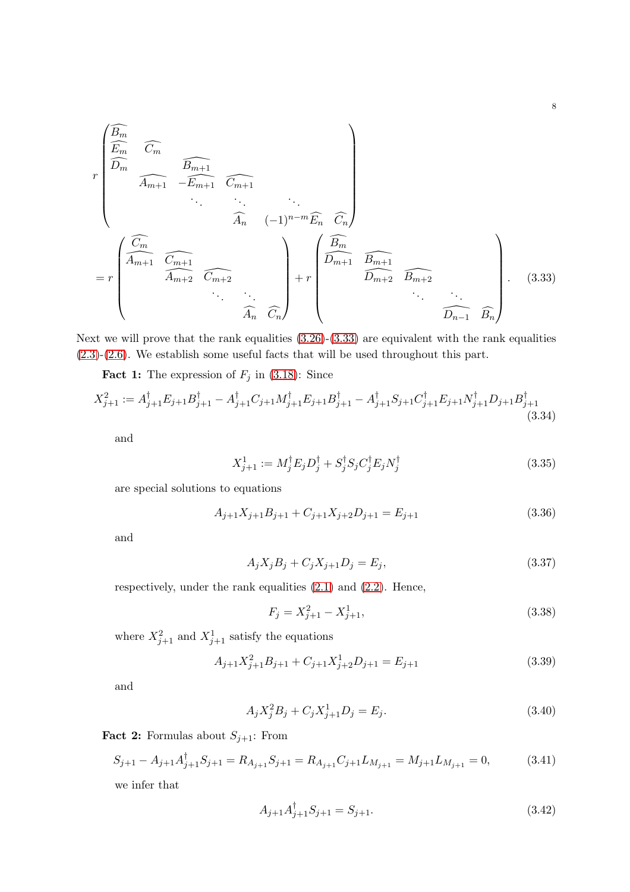$$
r\begin{pmatrix}
\widehat{B_m} & & & & & & \\
\widehat{E_m} & \widehat{C_m} & & & & & \\
\widehat{D_m} & & \widehat{B_{m+1}} & & & & \\
& \widehat{A_{m+1}} & -\widehat{E_{m+1}} & \widehat{C_{m+1}} & & & \\
& & \ddots & \ddots & \ddots & & \\
& & & \widehat{A_n} & (-1)^{n-m}\widehat{E_n} & \widehat{C_n}
\end{pmatrix}
$$

$$
= r\begin{pmatrix}
\widehat{C_m} & & & & \\
\widehat{A_{m+1}} & \widehat{C_{m+1}} & & & \\
& \widehat{A_{m+2}} & \widehat{C_{m+2}} & & \\
& & \ddots & \ddots & \\
& & & \widehat{A_n} & \widehat{C_n}
\end{pmatrix}
+ r\begin{pmatrix}
\widehat{B_m} & & & & \\
\widehat{D_{m+1}} & \widehat{B_{m+1}} & & & \\
& \widehat{D_{m+2}} & \widehat{B_{m+2}} & & \\
& & \ddots & \ddots & \\
& & & \widehat{D_{n-1}} & \widehat{B_n}
\end{pmatrix}. \tag{3.33}
$$

Next we will prove that the rank equalities (3.26)-(3.33) are equivalent with the rank equalities (2.3)-(2.6). We establish some useful facts that will be used throughout this part.

**Fact 1:** The expression of $F_j$ in (3.18): Since

$$
X^2_{j+1} := A^\dagger_{j+1}E_{j+1}B^\dagger_{j+1} - A^\dagger_{j+1}C_{j+1}M^\dagger_{j+1}E_{j+1}B^\dagger_{j+1} - A^\dagger_{j+1}S_{j+1}C^\dagger_{j+1}E_{j+1}N^\dagger_{j+1}D_{j+1}B^\dagger_{j+1} \tag{3.34}
$$

and

$$
X^1_{j+1} := M^\dagger_j E_j D^\dagger_j + S^\dagger_j S_j C^\dagger_j E_j N^\dagger_j \tag{3.35}
$$

are special solutions to equations

$$
A_{j+1}X_{j+1}B_{j+1} + C_{j+1}X_{j+2}D_{j+1} = E_{j+1} \tag{3.36}
$$

and

$$
A_jX_jB_j + C_jX_{j+1}D_j = E_j, \tag{3.37}
$$

respectively, under the rank equalities (2.1) and (2.2). Hence,

$$
F_j = X^2_{j+1} - X^1_{j+1}, \tag{3.38}
$$

where $X^2_{j+1}$ and $X^1_{j+1}$ satisfy the equations

$$
A_{j+1}X^2_{j+1}B_{j+1} + C_{j+1}X^1_{j+2}D_{j+1} = E_{j+1} \tag{3.39}
$$

and

$$
A_jX^2_jB_j + C_jX^1_{j+1}D_j = E_j. \tag{3.40}
$$

**Fact 2:** Formulas about $S_{j+1}$: From

$$
S_{j+1} - A_{j+1}A^\dagger_{j+1}S_{j+1} = R_{A_{j+1}}S_{j+1} = R_{A_{j+1}}C_{j+1}L_{M_{j+1}} = M_{j+1}L_{M_{j+1}} = 0, \tag{3.41}
$$

we infer that

$$
A_{j+1}A^\dagger_{j+1}S_{j+1} = S_{j+1}. \tag{3.42}
$$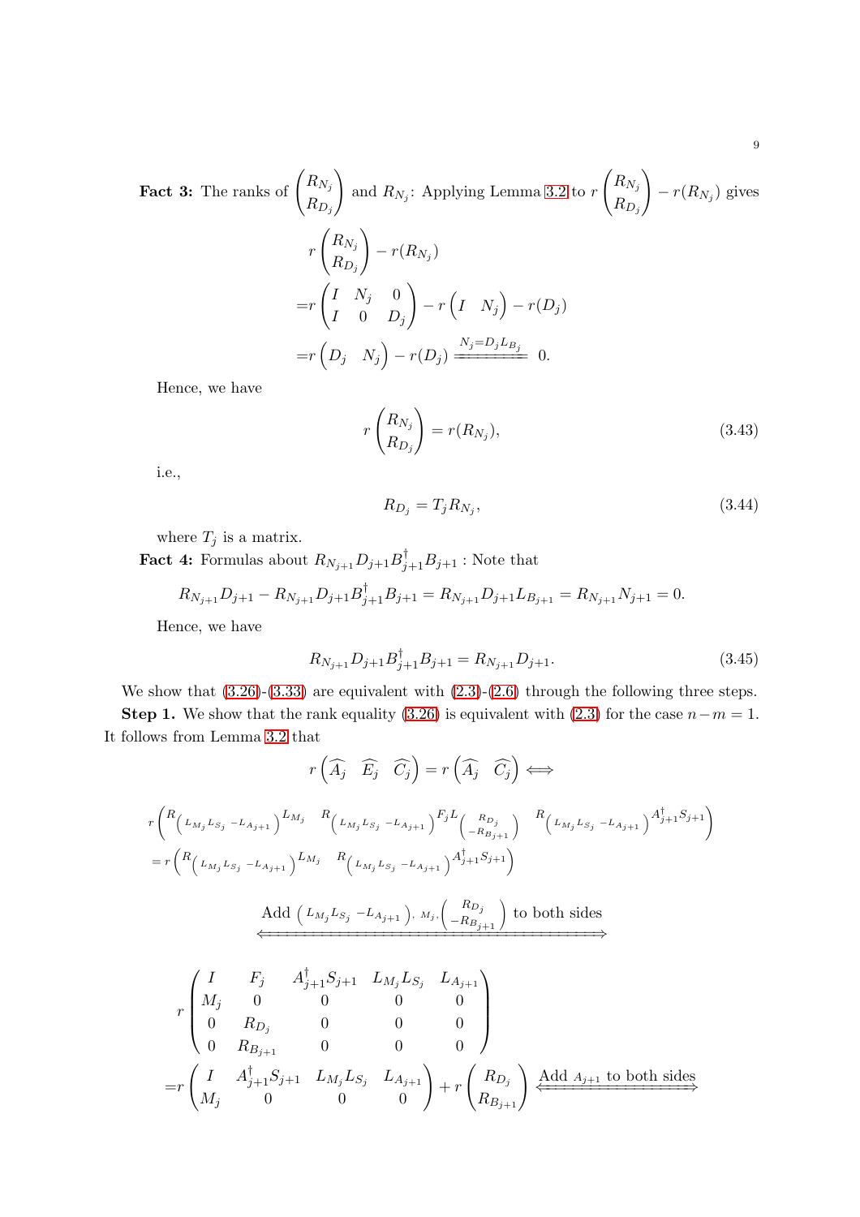**Fact 3:** The ranks of $\begin{pmatrix} R_{N_j} \\ R_{D_j} \end{pmatrix}$ and $R_{N_j}$: Applying Lemma 3.2 to $r\begin{pmatrix} R_{N_j} \\ R_{D_j} \end{pmatrix} - r(R_{N_j})$ gives

$$
\begin{aligned}
& r\begin{pmatrix} R_{N_j} \\ R_{D_j} \end{pmatrix} - r(R_{N_j}) \\
=& r\begin{pmatrix} I & N_j & 0 \\ I & 0 & D_j \end{pmatrix} - r\begin{pmatrix} I & N_j \end{pmatrix} - r(D_j) \\
=& r\begin{pmatrix} D_j & N_j \end{pmatrix} - r(D_j) \xlongequal{N_j = D_j L_{B_j}} 0.
\end{aligned}
$$

Hence, we have

$$
r\begin{pmatrix} R_{N_j} \\ R_{D_j} \end{pmatrix} = r(R_{N_j}), \tag{3.43}
$$

i.e.,

$$
R_{D_j} = T_j R_{N_j}, \tag{3.44}
$$

where $T_j$ is a matrix.

**Fact 4:** Formulas about $R_{N_{j+1}} D_{j+1} B_{j+1}^{\dagger} B_{j+1}$ : Note that

$$
R_{N_{j+1}} D_{j+1} - R_{N_{j+1}} D_{j+1} B_{j+1}^{\dagger} B_{j+1} = R_{N_{j+1}} D_{j+1} L_{B_{j+1}} = R_{N_{j+1}} N_{j+1} = 0.
$$

Hence, we have

$$
R_{N_{j+1}} D_{j+1} B_{j+1}^{\dagger} B_{j+1} = R_{N_{j+1}} D_{j+1}. \tag{3.45}
$$

We show that (3.26)-(3.33) are equivalent with (2.3)-(2.6) through the following three steps.

**Step 1.** We show that the rank equality (3.26) is equivalent with (2.3) for the case $n-m=1$. It follows from Lemma 3.2 that

$$
r\begin{pmatrix} \widehat{A_j} & \widehat{E_j} & \widehat{C_j} \end{pmatrix} = r\begin{pmatrix} \widehat{A_j} & \widehat{C_j} \end{pmatrix} \Longleftrightarrow
$$

$$
\begin{aligned}
& r\begin{pmatrix} R_{\left( L_{M_j} L_{S_j} \ -L_{A_{j+1}} \right)} L_{M_j} & R_{\left( L_{M_j} L_{S_j} \ -L_{A_{j+1}} \right)} F_j L_{\begin{pmatrix} R_{D_j} \\ -R_{B_{j+1}} \end{pmatrix}} & R_{\left( L_{M_j} L_{S_j} \ -L_{A_{j+1}} \right)} A_{j+1}^{\dagger} S_{j+1} \end{pmatrix} \\
=& r\begin{pmatrix} R_{\left( L_{M_j} L_{S_j} \ -L_{A_{j+1}} \right)} L_{M_j} & R_{\left( L_{M_j} L_{S_j} \ -L_{A_{j+1}} \right)} A_{j+1}^{\dagger} S_{j+1} \end{pmatrix}
\end{aligned}
$$

$$
\xLeftrightarrow{\text{Add } \left( L_{M_j} L_{S_j} \ -L_{A_{j+1}} \right),\ M_j,\ \begin{pmatrix} R_{D_j} \\ -R_{B_{j+1}} \end{pmatrix} \text{ to both sides}}
$$

$$
\begin{aligned}
& r\begin{pmatrix} I & F_j & A_{j+1}^{\dagger} S_{j+1} & L_{M_j} L_{S_j} & L_{A_{j+1}} \\ M_j & 0 & 0 & 0 & 0 \\ 0 & R_{D_j} & 0 & 0 & 0 \\ 0 & R_{B_{j+1}} & 0 & 0 & 0 \end{pmatrix} \\
=& r\begin{pmatrix} I & A_{j+1}^{\dagger} S_{j+1} & L_{M_j} L_{S_j} & L_{A_{j+1}} \\ M_j & 0 & 0 & 0 \end{pmatrix} + r\begin{pmatrix} R_{D_j} \\ R_{B_{j+1}} \end{pmatrix} \xLeftrightarrow{\text{Add } A_{j+1} \text{ to both sides}}
\end{aligned}
$$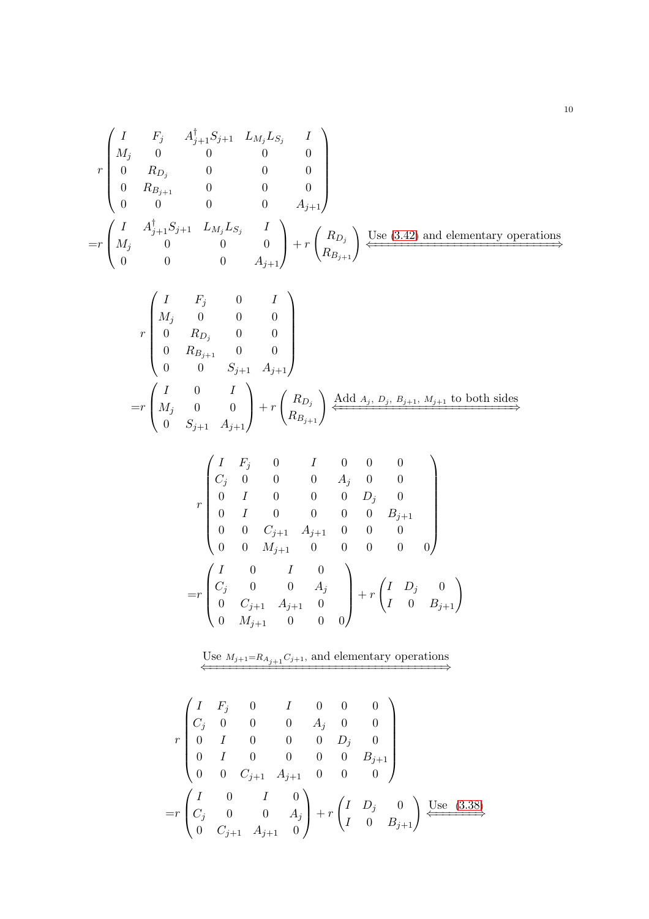$$
r\begin{pmatrix} I & F_j & A_{j+1}^{\dagger}S_{j+1} & L_{M_j}L_{S_j} & I \\ M_j & 0 & 0 & 0 & 0 \\ 0 & R_{D_j} & 0 & 0 & 0 \\ 0 & R_{B_{j+1}} & 0 & 0 & 0 \\ 0 & 0 & 0 & 0 & A_{j+1} \end{pmatrix}
$$

$$
= r\begin{pmatrix} I & A_{j+1}^{\dagger}S_{j+1} & L_{M_j}L_{S_j} & I \\ M_j & 0 & 0 & 0 \\ 0 & 0 & 0 & A_{j+1} \end{pmatrix} + r\begin{pmatrix} R_{D_j} \\ R_{B_{j+1}} \end{pmatrix} \xLeftrightarrow{\text{Use (3.42) and elementary operations}}
$$

$$
r\begin{pmatrix} I & F_j & 0 & I \\ M_j & 0 & 0 & 0 \\ 0 & R_{D_j} & 0 & 0 \\ 0 & R_{B_{j+1}} & 0 & 0 \\ 0 & 0 & S_{j+1} & A_{j+1} \end{pmatrix}
$$

$$
= r\begin{pmatrix} I & 0 & I \\ M_j & 0 & 0 \\ 0 & S_{j+1} & A_{j+1} \end{pmatrix} + r\begin{pmatrix} R_{D_j} \\ R_{B_{j+1}} \end{pmatrix} \xLeftrightarrow{\text{Add } A_j,\ D_j,\ B_{j+1},\ M_{j+1} \text{ to both sides}}
$$

$$
r\begin{pmatrix} I & F_j & 0 & I & 0 & 0 & 0 & \\ C_j & 0 & 0 & 0 & A_j & 0 & 0 & \\ 0 & I & 0 & 0 & 0 & D_j & 0 & \\ 0 & I & 0 & 0 & 0 & 0 & B_{j+1} & \\ 0 & 0 & C_{j+1} & A_{j+1} & 0 & 0 & 0 & \\ 0 & 0 & M_{j+1} & 0 & 0 & 0 & 0 & 0 \end{pmatrix}
$$

$$
= r\begin{pmatrix} I & 0 & I & 0 & \\ C_j & 0 & 0 & A_j & \\ 0 & C_{j+1} & A_{j+1} & 0 & \\ 0 & M_{j+1} & 0 & 0 & 0 \end{pmatrix} + r\begin{pmatrix} I & D_j & 0 \\ I & 0 & B_{j+1} \end{pmatrix}
$$

$$
\xLeftrightarrow{\text{Use } M_{j+1}=R_{A_{j+1}}C_{j+1}, \text{ and elementary operations}}
$$

$$
r\begin{pmatrix} I & F_j & 0 & I & 0 & 0 & 0 \\ C_j & 0 & 0 & 0 & A_j & 0 & 0 \\ 0 & I & 0 & 0 & 0 & D_j & 0 \\ 0 & I & 0 & 0 & 0 & 0 & B_{j+1} \\ 0 & 0 & C_{j+1} & A_{j+1} & 0 & 0 & 0 \end{pmatrix}
$$

$$
= r\begin{pmatrix} I & 0 & I & 0 \\ C_j & 0 & 0 & A_j \\ 0 & C_{j+1} & A_{j+1} & 0 \end{pmatrix} + r\begin{pmatrix} I & D_j & 0 \\ I & 0 & B_{j+1} \end{pmatrix} \xLeftrightarrow{\text{Use (3.38)}}
$$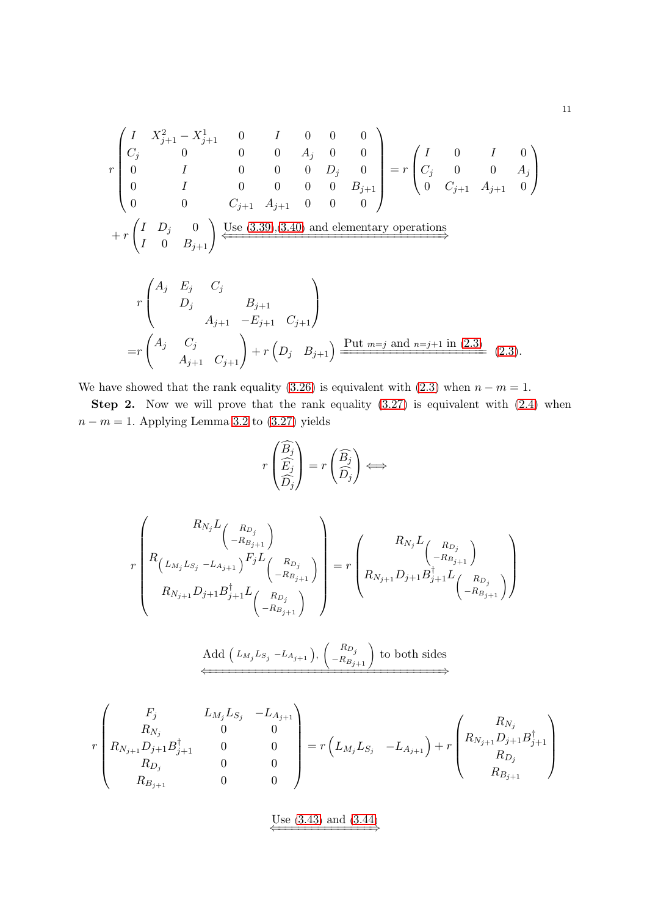$$
r\begin{pmatrix} I & X_{j+1}^2 - X_{j+1}^1 & 0 & I & 0 & 0 & 0 \\ C_j & 0 & 0 & 0 & A_j & 0 & 0 \\ 0 & I & 0 & 0 & 0 & D_j & 0 \\ 0 & I & 0 & 0 & 0 & 0 & B_{j+1} \\ 0 & 0 & C_{j+1} & A_{j+1} & 0 & 0 & 0 \end{pmatrix} = r\begin{pmatrix} I & 0 & I & 0 \\ C_j & 0 & 0 & A_j \\ 0 & C_{j+1} & A_{j+1} & 0 \end{pmatrix}
$$

$$
+ r\begin{pmatrix} I & D_j & 0 \\ I & 0 & B_{j+1} \end{pmatrix} \xLeftrightarrow{\text{Use (3.39),(3.40) and elementary operations}}
$$

$$
r\begin{pmatrix} A_j & E_j & C_j & & \\ & D_j & & B_{j+1} & \\ & & A_{j+1} & -E_{j+1} & C_{j+1} \end{pmatrix}
$$

$$
= r\begin{pmatrix} A_j & C_j & \\ & A_{j+1} & C_{j+1} \end{pmatrix} + r\begin{pmatrix} D_j & B_{j+1} \end{pmatrix} \xLeftrightarrow{\text{Put } m=j \text{ and } n=j+1 \text{ in (2.3)}} \text{(2.3)}.
$$

We have showed that the rank equality (3.26) is equivalent with (2.3) when $n - m = 1$.

**Step 2.** Now we will prove that the rank equality (3.27) is equivalent with (2.4) when $n - m = 1$. Applying Lemma 3.2 to (3.27) yields

$$
r\begin{pmatrix} \widehat{B_j} \\ \widehat{E_j} \\ \widehat{D_j} \end{pmatrix} = r\begin{pmatrix} \widehat{B_j} \\ \widehat{D_j} \end{pmatrix} \Longleftrightarrow
$$

$$
r\begin{pmatrix} R_{N_j} L_{\begin{pmatrix} R_{D_j} \\ -R_{B_{j+1}} \end{pmatrix}} \\ R_{\begin{pmatrix} L_{M_j} L_{S_j} & -L_{A_{j+1}} \end{pmatrix}} F_j L_{\begin{pmatrix} R_{D_j} \\ -R_{B_{j+1}} \end{pmatrix}} \\ R_{N_{j+1}} D_{j+1} B_{j+1}^{\dagger} L_{\begin{pmatrix} R_{D_j} \\ -R_{B_{j+1}} \end{pmatrix}} \end{pmatrix} = r\begin{pmatrix} R_{N_j} L_{\begin{pmatrix} R_{D_j} \\ -R_{B_{j+1}} \end{pmatrix}} \\ R_{N_{j+1}} D_{j+1} B_{j+1}^{\dagger} L_{\begin{pmatrix} R_{D_j} \\ -R_{B_{j+1}} \end{pmatrix}} \end{pmatrix}
$$

$$
\xLeftrightarrow{\text{Add } \begin{pmatrix} L_{M_j} L_{S_j} & -L_{A_{j+1}} \end{pmatrix}, \begin{pmatrix} R_{D_j} \\ -R_{B_{j+1}} \end{pmatrix} \text{ to both sides}}
$$

$$
r\begin{pmatrix} F_j & L_{M_j} L_{S_j} & -L_{A_{j+1}} \\ R_{N_j} & 0 & 0 \\ R_{N_{j+1}} D_{j+1} B_{j+1}^{\dagger} & 0 & 0 \\ R_{D_j} & 0 & 0 \\ R_{B_{j+1}} & 0 & 0 \end{pmatrix} = r\begin{pmatrix} L_{M_j} L_{S_j} & -L_{A_{j+1}} \end{pmatrix} + r\begin{pmatrix} R_{N_j} \\ R_{N_{j+1}} D_{j+1} B_{j+1}^{\dagger} \\ R_{D_j} \\ R_{B_{j+1}} \end{pmatrix}
$$

$$
\xLeftrightarrow{\text{Use (3.43) and (3.44)}}
$$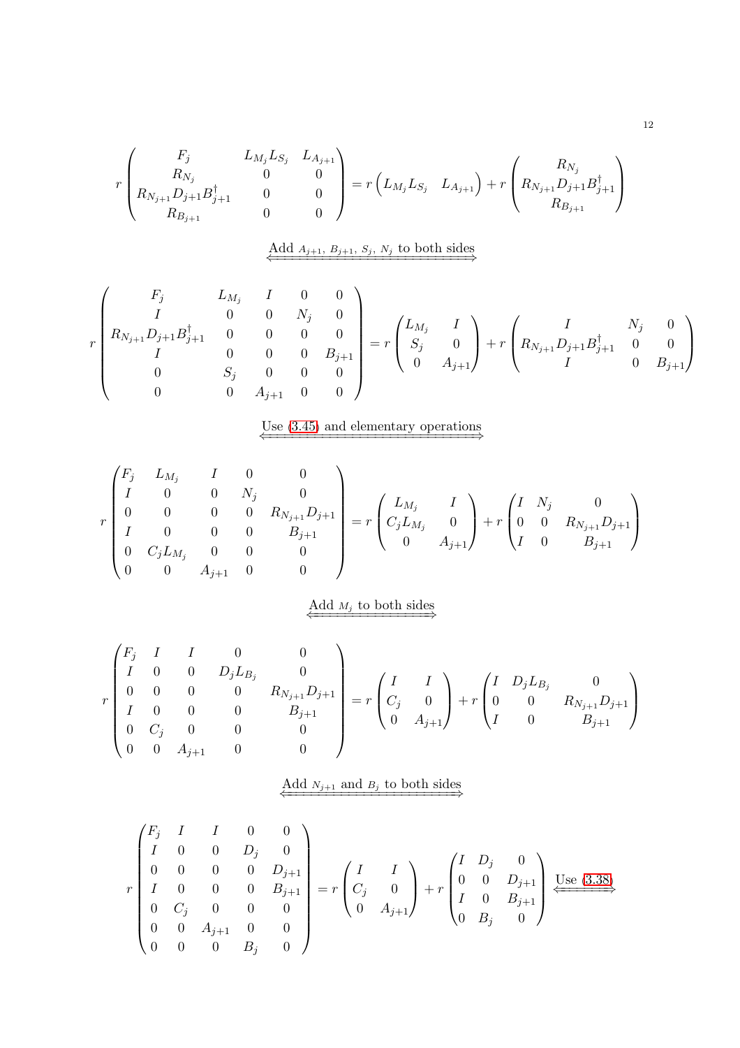$$
r\begin{pmatrix} F_j & L_{M_j}L_{S_j} & L_{A_{j+1}} \\ R_{N_j} & 0 & 0 \\ R_{N_{j+1}}D_{j+1}B_{j+1}^{\dagger} & 0 & 0 \\ R_{B_{j+1}} & 0 & 0 \end{pmatrix} = r\begin{pmatrix} L_{M_j}L_{S_j} & L_{A_{j+1}} \end{pmatrix} + r\begin{pmatrix} R_{N_j} \\ R_{N_{j+1}}D_{j+1}B_{j+1}^{\dagger} \\ R_{B_{j+1}} \end{pmatrix}
$$

$$
\xLeftrightarrow{\text{Add } A_{j+1},\ B_{j+1},\ S_j,\ N_j \text{ to both sides}}
$$

$$
r\begin{pmatrix} F_j & L_{M_j} & I & 0 & 0 \\ I & 0 & 0 & N_j & 0 \\ R_{N_{j+1}}D_{j+1}B_{j+1}^{\dagger} & 0 & 0 & 0 & 0 \\ I & 0 & 0 & 0 & B_{j+1} \\ 0 & S_j & 0 & 0 & 0 \\ 0 & 0 & A_{j+1} & 0 & 0 \end{pmatrix} = r\begin{pmatrix} L_{M_j} & I \\ S_j & 0 \\ 0 & A_{j+1} \end{pmatrix} + r\begin{pmatrix} I & N_j & 0 \\ R_{N_{j+1}}D_{j+1}B_{j+1}^{\dagger} & 0 & 0 \\ I & 0 & B_{j+1} \end{pmatrix}
$$

$$
\xLeftrightarrow{\text{Use (3.45) and elementary operations}}
$$

$$
r\begin{pmatrix} F_j & L_{M_j} & I & 0 & 0 \\ I & 0 & 0 & N_j & 0 \\ 0 & 0 & 0 & 0 & R_{N_{j+1}}D_{j+1} \\ I & 0 & 0 & 0 & B_{j+1} \\ 0 & C_jL_{M_j} & 0 & 0 & 0 \\ 0 & 0 & A_{j+1} & 0 & 0 \end{pmatrix} = r\begin{pmatrix} L_{M_j} & I \\ C_jL_{M_j} & 0 \\ 0 & A_{j+1} \end{pmatrix} + r\begin{pmatrix} I & N_j & 0 \\ 0 & 0 & R_{N_{j+1}}D_{j+1} \\ I & 0 & B_{j+1} \end{pmatrix}
$$

$$
\xLeftrightarrow{\text{Add } M_j \text{ to both sides}}
$$

$$
r\begin{pmatrix} F_j & I & I & 0 & 0 \\ I & 0 & 0 & D_jL_{B_j} & 0 \\ 0 & 0 & 0 & 0 & R_{N_{j+1}}D_{j+1} \\ I & 0 & 0 & 0 & B_{j+1} \\ 0 & C_j & 0 & 0 & 0 \\ 0 & 0 & A_{j+1} & 0 & 0 \end{pmatrix} = r\begin{pmatrix} I & I \\ C_j & 0 \\ 0 & A_{j+1} \end{pmatrix} + r\begin{pmatrix} I & D_jL_{B_j} & 0 \\ 0 & 0 & R_{N_{j+1}}D_{j+1} \\ I & 0 & B_{j+1} \end{pmatrix}
$$

$$
\xLeftrightarrow{\text{Add } N_{j+1} \text{ and } B_j \text{ to both sides}}
$$

$$
r\begin{pmatrix} F_j & I & I & 0 & 0 \\ I & 0 & 0 & D_j & 0 \\ 0 & 0 & 0 & 0 & D_{j+1} \\ I & 0 & 0 & 0 & B_{j+1} \\ 0 & C_j & 0 & 0 & 0 \\ 0 & 0 & A_{j+1} & 0 & 0 \\ 0 & 0 & 0 & B_j & 0 \end{pmatrix} = r\begin{pmatrix} I & I \\ C_j & 0 \\ 0 & A_{j+1} \end{pmatrix} + r\begin{pmatrix} I & D_j & 0 \\ 0 & 0 & D_{j+1} \\ I & 0 & B_{j+1} \\ 0 & B_j & 0 \end{pmatrix} \xLeftrightarrow{\text{Use (3.38)}}
$$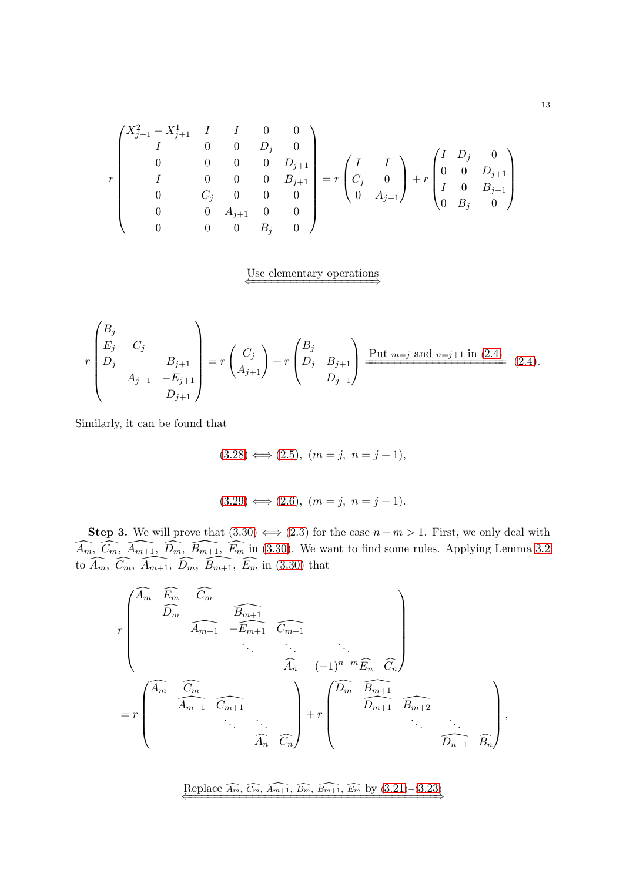$$
r\begin{pmatrix} X_{j+1}^2 - X_{j+1}^1 & I & I & 0 & 0 \\ I & 0 & 0 & D_j & 0 \\ 0 & 0 & 0 & 0 & D_{j+1} \\ I & 0 & 0 & 0 & B_{j+1} \\ 0 & C_j & 0 & 0 & 0 \\ 0 & 0 & A_{j+1} & 0 & 0 \\ 0 & 0 & 0 & B_j & 0 \end{pmatrix} = r\begin{pmatrix} I & I \\ C_j & 0 \\ 0 & A_{j+1} \end{pmatrix} + r\begin{pmatrix} I & D_j & 0 \\ 0 & 0 & D_{j+1} \\ I & 0 & B_{j+1} \\ 0 & B_j & 0 \end{pmatrix}
$$

$$
\xLeftrightarrow{\text{Use elementary operations}}
$$

$$
r\begin{pmatrix} B_j & & \\ E_j & C_j & \\ D_j & & B_{j+1} \\ & A_{j+1} & -E_{j+1} \\ & & D_{j+1} \end{pmatrix} = r\begin{pmatrix} C_j \\ A_{j+1} \end{pmatrix} + r\begin{pmatrix} B_j & \\ D_j & B_{j+1} \\ & D_{j+1} \end{pmatrix} \xLeftrightarrow{\text{Put } m=j \text{ and } n=j+1 \text{ in (2.4)}} (2.4).
$$

Similarly, it can be found that

$$
(3.28) \iff (2.5), \; (m = j, \; n = j+1),
$$

$$
(3.29) \iff (2.6), \; (m = j, \; n = j+1).
$$

**Step 3.** We will prove that (3.30) $\iff$ (2.3) for the case $n - m > 1$. First, we only deal with $\widehat{A_m}$, $\widehat{C_m}$, $\widehat{A_{m+1}}$, $\widehat{D_m}$, $\widehat{B_{m+1}}$, $\widehat{E_m}$ in (3.30). We want to find some rules. Applying Lemma 3.2 to $\widehat{A_m}$, $\widehat{C_m}$, $\widehat{A_{m+1}}$, $\widehat{D_m}$, $\widehat{B_{m+1}}$, $\widehat{E_m}$ in (3.30) that

$$
r\begin{pmatrix} \widehat{A_m} & \widehat{E_m} & \widehat{C_m} & & & & \\ & \widehat{D_m} & & \widehat{B_{m+1}} & & & \\ & & \widehat{A_{m+1}} & -\widehat{E_{m+1}} & \widehat{C_{m+1}} & & \\ & & & \ddots & \ddots & \ddots & \\ & & & & \widehat{A_n} & (-1)^{n-m}\widehat{E_n} & \widehat{C_n} \end{pmatrix}
$$

$$
= r\begin{pmatrix} \widehat{A_m} & \widehat{C_m} & & & \\ & \widehat{A_{m+1}} & \widehat{C_{m+1}} & & \\ & & \ddots & \ddots & \\ & & & \widehat{A_n} & \widehat{C_n} \end{pmatrix} + r\begin{pmatrix} \widehat{D_m} & \widehat{B_{m+1}} & & & \\ & \widehat{D_{m+1}} & \widehat{B_{m+2}} & & \\ & & \ddots & \ddots & \\ & & & \widehat{D_{n-1}} & \widehat{B_n} \end{pmatrix},
$$

$$
\xLeftrightarrow{\text{Replace } \widehat{A_m},\, \widehat{C_m},\, \widehat{A_{m+1}},\, \widehat{D_m},\, \widehat{B_{m+1}},\, \widehat{E_m} \text{ by (3.21)–(3.23)}}
$$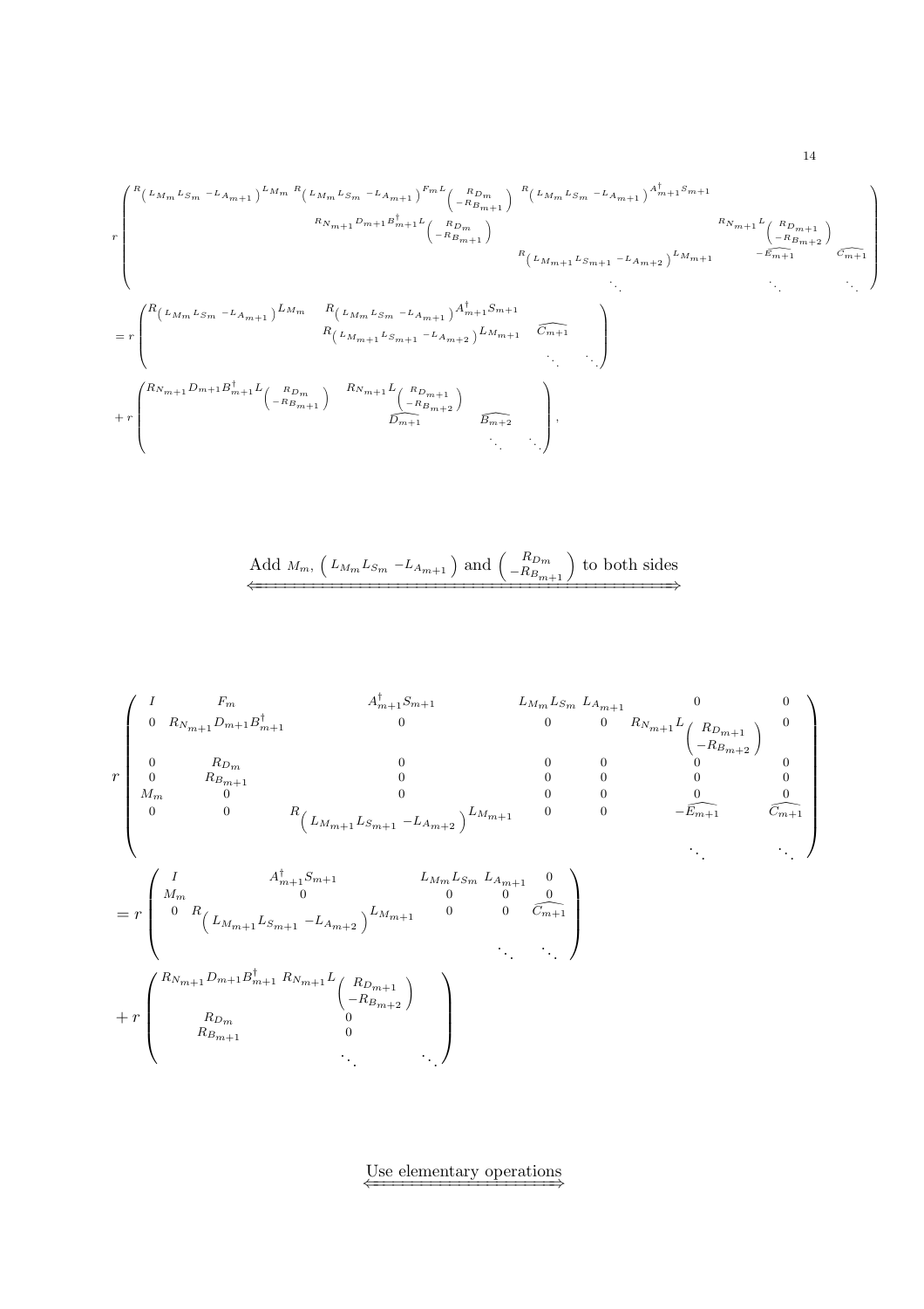$$
r\begin{pmatrix}
R_{\left(L_{M_m}L_{S_m}\ -L_{A_{m+1}}\right)}L_{M_m} & R_{\left(L_{M_m}L_{S_m}\ -L_{A_{m+1}}\right)}F_mL_{\begin{pmatrix}R_{D_m}\\-R_{B_{m+1}}\end{pmatrix}} & R_{\left(L_{M_m}L_{S_m}\ -L_{A_{m+1}}\right)}A^{\dagger}_{m+1}S_{m+1} & & & \\
 & R_{N_{m+1}}D_{m+1}B^{\dagger}_{m+1}L_{\begin{pmatrix}R_{D_m}\\-R_{B_{m+1}}\end{pmatrix}} & & & R_{N_{m+1}}L_{\begin{pmatrix}R_{D_{m+1}}\\-R_{B_{m+2}}\end{pmatrix}} & \\
 & & R_{\left(L_{M_{m+1}}L_{S_{m+1}}\ -L_{A_{m+2}}\right)}L_{M_{m+1}} & & -\widehat{E_{m+1}} & \widehat{C_{m+1}} \\
 & & & \ddots & \ddots & \ddots
\end{pmatrix}
$$

$$
= r\begin{pmatrix}
R_{\left(L_{M_m}L_{S_m}\ -L_{A_{m+1}}\right)}L_{M_m} & R_{\left(L_{M_m}L_{S_m}\ -L_{A_{m+1}}\right)}A^{\dagger}_{m+1}S_{m+1} & & \\
 & R_{\left(L_{M_{m+1}}L_{S_{m+1}}\ -L_{A_{m+2}}\right)}L_{M_{m+1}} & \widehat{C_{m+1}} & \\
 & & \ddots & \ddots
\end{pmatrix}
$$

$$
+ r\begin{pmatrix}
R_{N_{m+1}}D_{m+1}B^{\dagger}_{m+1}L_{\begin{pmatrix}R_{D_m}\\-R_{B_{m+1}}\end{pmatrix}} & R_{N_{m+1}}L_{\begin{pmatrix}R_{D_{m+1}}\\-R_{B_{m+2}}\end{pmatrix}} & & \\
 & \widehat{D_{m+1}} & \widehat{B_{m+2}} & \\
 & & \ddots & \ddots
\end{pmatrix},
$$

$$
\xLeftrightarrow{\text{Add } M_m,\ \left(L_{M_m}L_{S_m}\ -L_{A_{m+1}}\right) \text{ and } \begin{pmatrix}R_{D_m}\\-R_{B_{m+1}}\end{pmatrix} \text{ to both sides}}
$$

$$
r\begin{pmatrix}
I & F_m & A^{\dagger}_{m+1}S_{m+1} & L_{M_m}L_{S_m} & L_{A_{m+1}} & 0 & 0 \\
0 & R_{N_{m+1}}D_{m+1}B^{\dagger}_{m+1} & 0 & 0 & 0 & R_{N_{m+1}}L_{\begin{pmatrix}R_{D_{m+1}}\\-R_{B_{m+2}}\end{pmatrix}} & 0 \\
0 & R_{D_m} & 0 & 0 & 0 & 0 & 0 \\
0 & R_{B_{m+1}} & 0 & 0 & 0 & 0 & 0 \\
M_m & 0 & 0 & 0 & 0 & 0 & 0 \\
0 & 0 & R_{\left(L_{M_{m+1}}L_{S_{m+1}}\ -L_{A_{m+2}}\right)}L_{M_{m+1}} & 0 & 0 & -\widehat{E_{m+1}} & \widehat{C_{m+1}} \\
 & & & & & \ddots & \ddots
\end{pmatrix}
$$

$$
= r\begin{pmatrix}
I & A^{\dagger}_{m+1}S_{m+1} & L_{M_m}L_{S_m} & L_{A_{m+1}} & 0 \\
M_m & 0 & 0 & 0 & 0 \\
0 & R_{\left(L_{M_{m+1}}L_{S_{m+1}}\ -L_{A_{m+2}}\right)}L_{M_{m+1}} & 0 & 0 & \widehat{C_{m+1}} \\
 & & & \ddots & \ddots
\end{pmatrix}
$$

$$
+ r\begin{pmatrix}
R_{N_{m+1}}D_{m+1}B^{\dagger}_{m+1} & R_{N_{m+1}}L_{\begin{pmatrix}R_{D_{m+1}}\\-R_{B_{m+2}}\end{pmatrix}} & \\
R_{D_m} & 0 & \\
R_{B_{m+1}} & 0 & \\
 & \ddots & \ddots
\end{pmatrix}
$$

$$
\xLeftrightarrow{\text{Use elementary operations}}
$$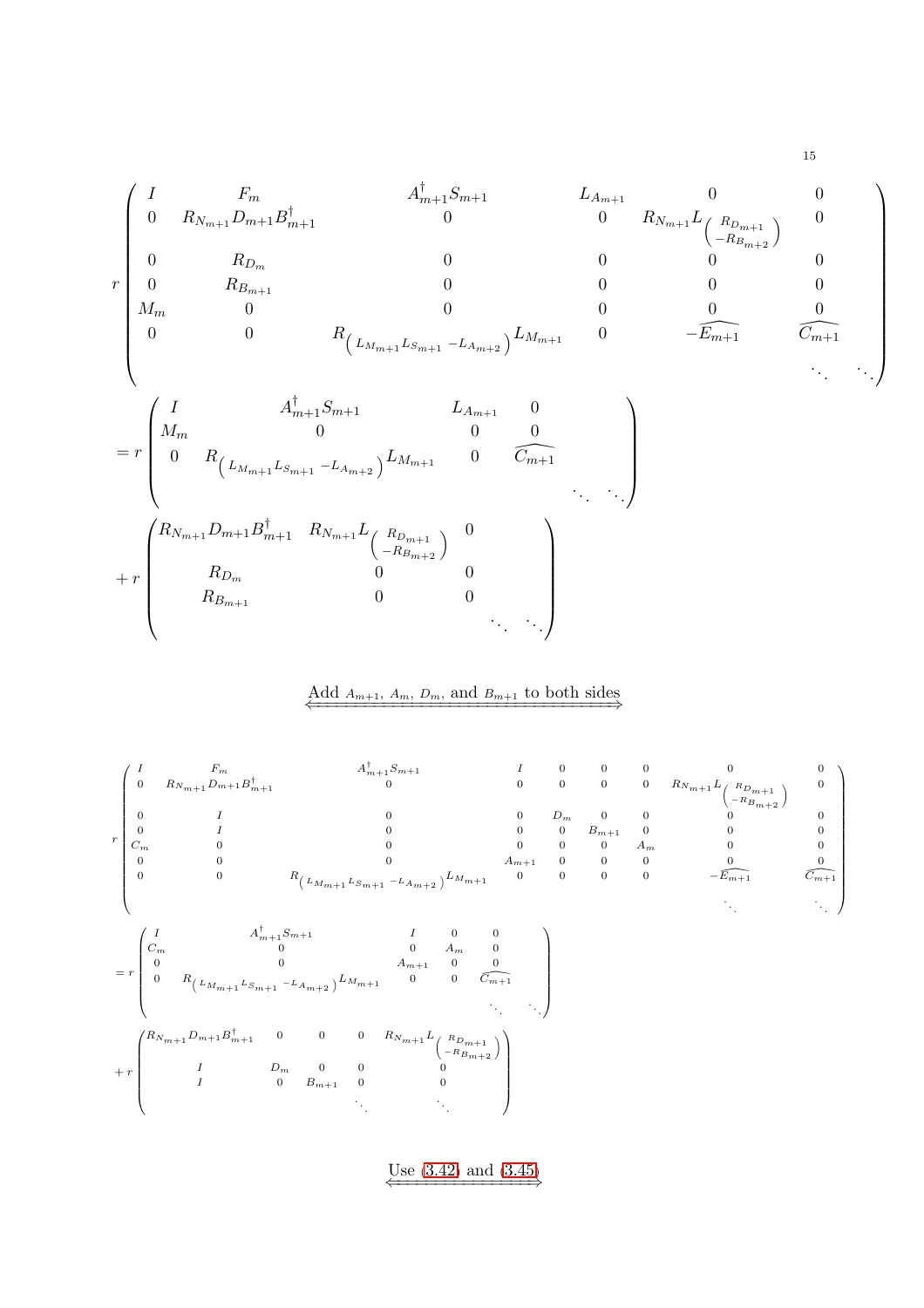$$
r\begin{pmatrix}
I & F_m & A_{m+1}^{\dagger}S_{m+1} & L_{A_{m+1}} & 0 & 0 \\
0 & R_{N_{m+1}}D_{m+1}B_{m+1}^{\dagger} & 0 & 0 & R_{N_{m+1}}L_{\begin{pmatrix} R_{D_{m+1}} \\ -R_{B_{m+2}} \end{pmatrix}} & 0 \\
0 & R_{D_m} & 0 & 0 & 0 & 0 \\
0 & R_{B_{m+1}} & 0 & 0 & 0 & 0 \\
M_m & 0 & 0 & 0 & 0 & 0 \\
0 & 0 & R_{\left(L_{M_{m+1}}L_{S_{m+1}} - L_{A_{m+2}}\right)}L_{M_{m+1}} & 0 & -\widehat{E_{m+1}} & \widehat{C_{m+1}} \\
 & & & & & \ddots \quad \ddots
\end{pmatrix}
$$

$$
= r\begin{pmatrix}
I & A_{m+1}^{\dagger}S_{m+1} & L_{A_{m+1}} & 0 \\
M_m & 0 & 0 & 0 \\
0 & R_{\left(L_{M_{m+1}}L_{S_{m+1}} - L_{A_{m+2}}\right)}L_{M_{m+1}} & 0 & \widehat{C_{m+1}} \\
 & & & \ddots \quad \ddots
\end{pmatrix}
$$

$$
+ r\begin{pmatrix}
R_{N_{m+1}}D_{m+1}B_{m+1}^{\dagger} & R_{N_{m+1}}L_{\begin{pmatrix} R_{D_{m+1}} \\ -R_{B_{m+2}} \end{pmatrix}} & 0 \\
R_{D_m} & 0 & 0 \\
R_{B_{m+1}} & 0 & 0 \\
 & & \ddots \quad \ddots
\end{pmatrix}
$$

$$
\underleftrightarrow{\text{Add } A_{m+1},\ A_m,\ D_m, \text{ and } B_{m+1} \text{ to both sides}}
$$

$$
r\begin{pmatrix}
I & F_m & A_{m+1}^{\dagger}S_{m+1} & I & 0 & 0 & 0 & 0 & 0 \\
0 & R_{N_{m+1}}D_{m+1}B_{m+1}^{\dagger} & 0 & 0 & 0 & 0 & 0 & R_{N_{m+1}}L_{\begin{pmatrix} R_{D_{m+1}} \\ -R_{B_{m+2}} \end{pmatrix}} & 0 \\
0 & I & 0 & 0 & D_m & 0 & 0 & 0 & 0 \\
0 & I & 0 & 0 & 0 & B_{m+1} & 0 & 0 & 0 \\
C_m & 0 & 0 & 0 & 0 & 0 & A_m & 0 & 0 \\
0 & 0 & 0 & A_{m+1} & 0 & 0 & 0 & 0 & 0 \\
0 & 0 & R_{\left(L_{M_{m+1}}L_{S_{m+1}} - L_{A_{m+2}}\right)}L_{M_{m+1}} & 0 & 0 & 0 & 0 & -\widehat{E_{m+1}} & \widehat{C_{m+1}} \\
 & & & & & & & \ddots & \ddots
\end{pmatrix}
$$

$$
= r\begin{pmatrix}
I & A_{m+1}^{\dagger}S_{m+1} & I & 0 & 0 \\
C_m & 0 & 0 & A_m & 0 \\
0 & 0 & A_{m+1} & 0 & 0 \\
0 & R_{\left(L_{M_{m+1}}L_{S_{m+1}} - L_{A_{m+2}}\right)}L_{M_{m+1}} & 0 & 0 & \widehat{C_{m+1}} \\
 & & & & \ddots \quad \ddots
\end{pmatrix}
$$

$$
+ r\begin{pmatrix}
R_{N_{m+1}}D_{m+1}B_{m+1}^{\dagger} & 0 & 0 & 0 & R_{N_{m+1}}L_{\begin{pmatrix} R_{D_{m+1}} \\ -R_{B_{m+2}} \end{pmatrix}} \\
I & D_m & 0 & 0 & 0 \\
I & 0 & B_{m+1} & 0 & 0 \\
 & & & \ddots & \ddots
\end{pmatrix}
$$

$$
\underleftrightarrow{\text{Use (3.42) and (3.45)}}
$$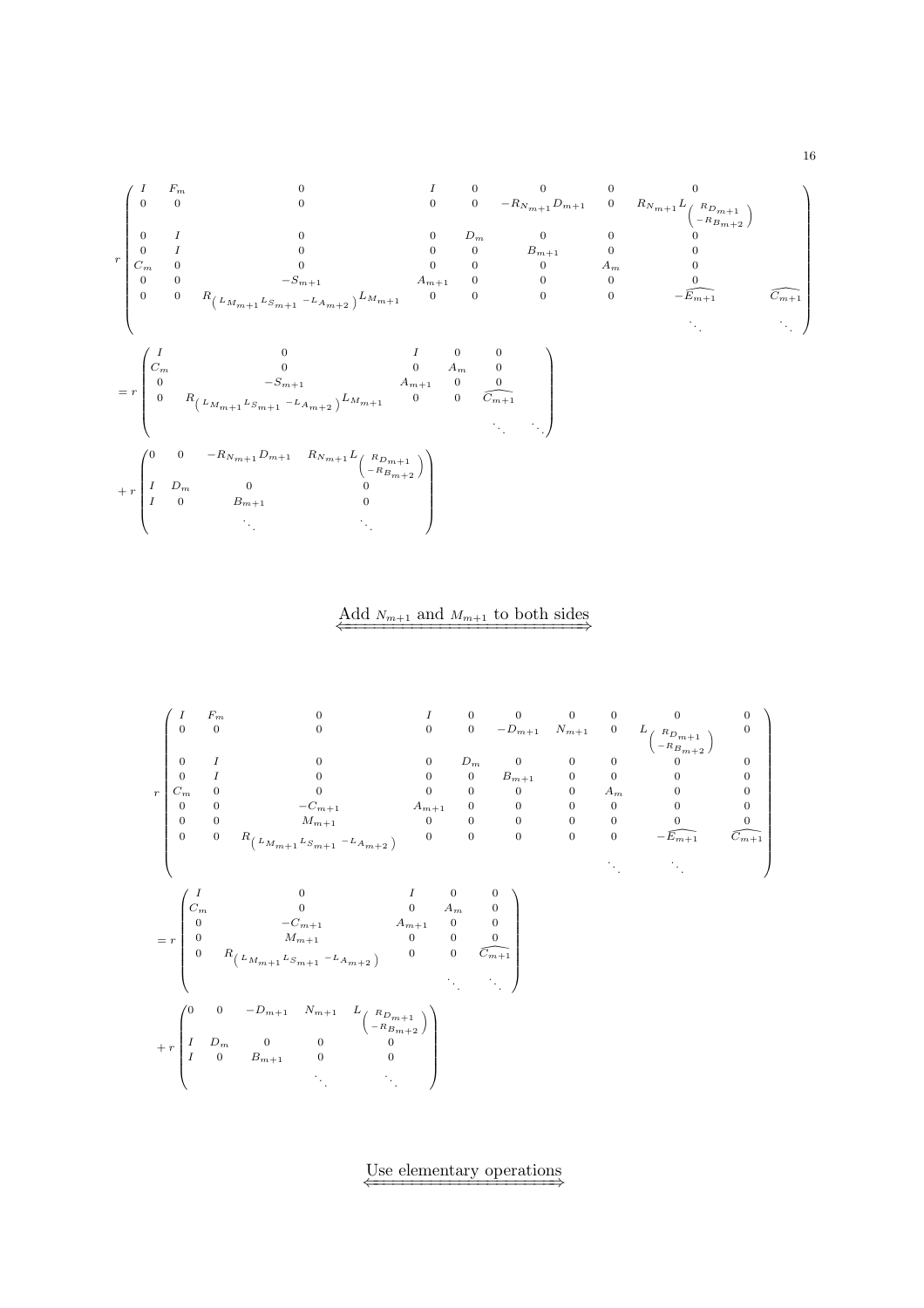$$
r\begin{pmatrix}
I & F_m & 0 & I & 0 & 0 & 0 & 0 & \\
0 & 0 & 0 & 0 & 0 & -R_{N_{m+1}}D_{m+1} & 0 & R_{N_{m+1}}L_{\begin{pmatrix} R_{D_{m+1}} \\ -R_{B_{m+2}} \end{pmatrix}} & \\
0 & I & 0 & 0 & D_m & 0 & 0 & 0 & \\
0 & I & 0 & 0 & 0 & B_{m+1} & 0 & 0 & \\
C_m & 0 & 0 & 0 & 0 & 0 & A_m & 0 & \\
0 & 0 & -S_{m+1} & A_{m+1} & 0 & 0 & 0 & 0 & \\
0 & 0 & R_{\left(L_{M_{m+1}}L_{S_{m+1}} - L_{A_{m+2}}\right)}L_{M_{m+1}} & 0 & 0 & 0 & 0 & -\widehat{E_{m+1}} & \widehat{C_{m+1}} \\
 & & & & & & & \ddots & \ddots
\end{pmatrix}
$$

$$
= r\begin{pmatrix}
I & 0 & I & 0 & 0 & \\
C_m & 0 & 0 & A_m & 0 & \\
0 & -S_{m+1} & A_{m+1} & 0 & 0 & \\
0 & R_{\left(L_{M_{m+1}}L_{S_{m+1}} - L_{A_{m+2}}\right)}L_{M_{m+1}} & 0 & 0 & \widehat{C_{m+1}} & \\
 & & & & \ddots & \ddots
\end{pmatrix}
$$

$$
+ r\begin{pmatrix}
0 & 0 & -R_{N_{m+1}}D_{m+1} & R_{N_{m+1}}L_{\begin{pmatrix} R_{D_{m+1}} \\ -R_{B_{m+2}} \end{pmatrix}} \\
I & D_m & 0 & 0 \\
I & 0 & B_{m+1} & 0 \\
 & & \ddots & \ddots
\end{pmatrix}
$$

$$
\underset{\Longleftrightarrow}{\text{Add } N_{m+1} \text{ and } M_{m+1} \text{ to both sides}}
$$

$$
r\begin{pmatrix}
I & F_m & 0 & I & 0 & 0 & 0 & 0 & 0 & 0 \\
0 & 0 & 0 & 0 & 0 & -D_{m+1} & N_{m+1} & 0 & L_{\begin{pmatrix} R_{D_{m+1}} \\ -R_{B_{m+2}} \end{pmatrix}} & 0 \\
0 & I & 0 & 0 & D_m & 0 & 0 & 0 & 0 & 0 \\
0 & I & 0 & 0 & 0 & B_{m+1} & 0 & 0 & 0 & 0 \\
C_m & 0 & 0 & 0 & 0 & 0 & 0 & A_m & 0 & 0 \\
0 & 0 & -C_{m+1} & A_{m+1} & 0 & 0 & 0 & 0 & 0 & 0 \\
0 & 0 & M_{m+1} & 0 & 0 & 0 & 0 & 0 & 0 & 0 \\
0 & 0 & R_{\left(L_{M_{m+1}}L_{S_{m+1}} - L_{A_{m+2}}\right)} & 0 & 0 & 0 & 0 & 0 & -\widehat{E_{m+1}} & \widehat{C_{m+1}} \\
 & & & & & & & \ddots & \ddots &
\end{pmatrix}
$$

$$
= r\begin{pmatrix}
I & 0 & I & 0 & 0 \\
C_m & 0 & 0 & A_m & 0 \\
0 & -C_{m+1} & A_{m+1} & 0 & 0 \\
0 & M_{m+1} & 0 & 0 & 0 \\
0 & R_{\left(L_{M_{m+1}}L_{S_{m+1}} - L_{A_{m+2}}\right)} & 0 & 0 & \widehat{C_{m+1}} \\
 & & & \ddots & \ddots
\end{pmatrix}
$$

$$
+ r\begin{pmatrix}
0 & 0 & -D_{m+1} & N_{m+1} & L_{\begin{pmatrix} R_{D_{m+1}} \\ -R_{B_{m+2}} \end{pmatrix}} \\
I & D_m & 0 & 0 & 0 \\
I & 0 & B_{m+1} & 0 & 0 \\
 & & & \ddots & \ddots
\end{pmatrix}
$$

$$
\underset{\Longleftrightarrow}{\text{Use elementary operations}}
$$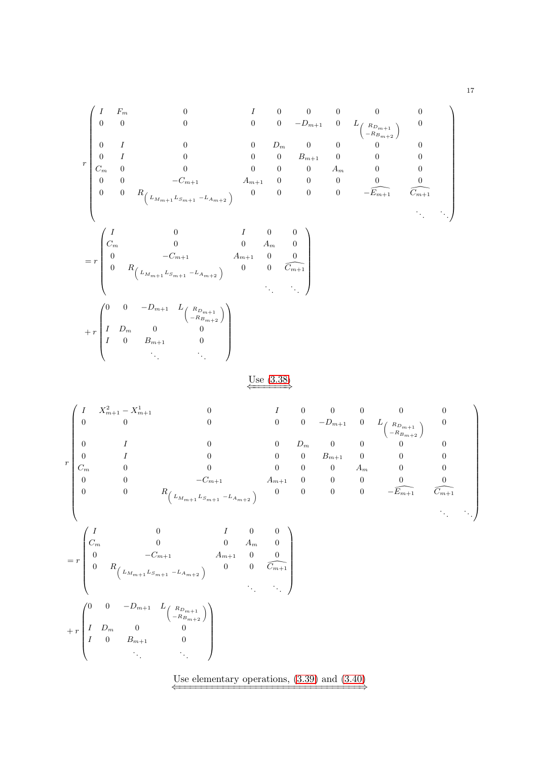$$
r\begin{pmatrix}
I & F_m & 0 & I & 0 & 0 & 0 & 0 & 0 \\
0 & 0 & 0 & 0 & 0 & -D_{m+1} & 0 & L_{\begin{pmatrix} R_{D_{m+1}} \\ -R_{B_{m+2}} \end{pmatrix}} & 0 \\
0 & I & 0 & 0 & D_m & 0 & 0 & 0 & 0 \\
0 & I & 0 & 0 & 0 & B_{m+1} & 0 & 0 & 0 \\
C_m & 0 & 0 & 0 & 0 & 0 & A_m & 0 & 0 \\
0 & 0 & -C_{m+1} & A_{m+1} & 0 & 0 & 0 & 0 & 0 \\
0 & 0 & R_{\left( L_{M_{m+1}} L_{S_{m+1}} - L_{A_{m+2}} \right)} & 0 & 0 & 0 & 0 & -\widehat{E_{m+1}} & \widehat{C_{m+1}} \\
 & & & & & & & & \ddots & \ddots
\end{pmatrix}
$$

$$
= r\begin{pmatrix}
I & 0 & I & 0 & 0 \\
C_m & 0 & 0 & A_m & 0 \\
0 & -C_{m+1} & A_{m+1} & 0 & 0 \\
0 & R_{\left( L_{M_{m+1}} L_{S_{m+1}} - L_{A_{m+2}} \right)} & 0 & 0 & \widehat{C_{m+1}} \\
 & & & \ddots & \ddots
\end{pmatrix}
$$

$$
+ r\begin{pmatrix}
0 & 0 & -D_{m+1} & L_{\begin{pmatrix} R_{D_{m+1}} \\ -R_{B_{m+2}} \end{pmatrix}} \\
I & D_m & 0 & 0 \\
I & 0 & B_{m+1} & 0 \\
 & & \ddots & \ddots
\end{pmatrix}
$$

$$
\overset{\text{Use (3.38)}}{\Longleftrightarrow}
$$

$$
r\begin{pmatrix}
I & X_{m+1}^2 - X_{m+1}^1 & 0 & I & 0 & 0 & 0 & 0 & 0 \\
0 & 0 & 0 & 0 & 0 & -D_{m+1} & 0 & L_{\begin{pmatrix} R_{D_{m+1}} \\ -R_{B_{m+2}} \end{pmatrix}} & 0 \\
0 & I & 0 & 0 & D_m & 0 & 0 & 0 & 0 \\
0 & I & 0 & 0 & 0 & B_{m+1} & 0 & 0 & 0 \\
C_m & 0 & 0 & 0 & 0 & 0 & A_m & 0 & 0 \\
0 & 0 & -C_{m+1} & A_{m+1} & 0 & 0 & 0 & 0 & 0 \\
0 & 0 & R_{\left( L_{M_{m+1}} L_{S_{m+1}} - L_{A_{m+2}} \right)} & 0 & 0 & 0 & 0 & -\widehat{E_{m+1}} & \widehat{C_{m+1}} \\
 & & & & & & & & \ddots & \ddots
\end{pmatrix}
$$

$$
= r\begin{pmatrix}
I & 0 & I & 0 & 0 \\
C_m & 0 & 0 & A_m & 0 \\
0 & -C_{m+1} & A_{m+1} & 0 & 0 \\
0 & R_{\left( L_{M_{m+1}} L_{S_{m+1}} - L_{A_{m+2}} \right)} & 0 & 0 & \widehat{C_{m+1}} \\
 & & & \ddots & \ddots
\end{pmatrix}
$$

$$
+ r\begin{pmatrix}
0 & 0 & -D_{m+1} & L_{\begin{pmatrix} R_{D_{m+1}} \\ -R_{B_{m+2}} \end{pmatrix}} \\
I & D_m & 0 & 0 \\
I & 0 & B_{m+1} & 0 \\
 & & \ddots & \ddots
\end{pmatrix}
$$

$$
\overset{\text{Use elementary operations, (3.39) and (3.40)}}{\Longleftrightarrow}
$$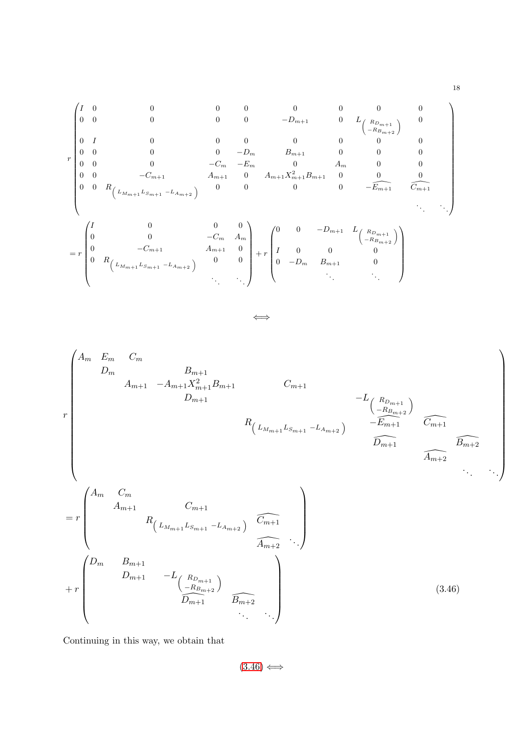$$
r\begin{pmatrix}
I & 0 & 0 & 0 & 0 & 0 & 0 & 0 & 0 & \\
0 & 0 & 0 & 0 & 0 & -D_{m+1} & 0 & L_{\begin{pmatrix} R_{D_{m+1}} \\ -R_{B_{m+2}} \end{pmatrix}} & 0 & \\
0 & I & 0 & 0 & 0 & 0 & 0 & 0 & 0 & \\
0 & 0 & 0 & 0 & -D_m & B_{m+1} & 0 & 0 & 0 & \\
0 & 0 & 0 & -C_m & -E_m & 0 & A_m & 0 & 0 & \\
0 & 0 & -C_{m+1} & A_{m+1} & 0 & A_{m+1}X_{m+1}^2B_{m+1} & 0 & 0 & 0 & \\
0 & 0 & R_{\begin{pmatrix} L_{M_{m+1}}L_{S_{m+1}} & -L_{A_{m+2}} \end{pmatrix}} & 0 & 0 & 0 & 0 & -\widehat{E_{m+1}} & \widehat{C_{m+1}} & \\
 & & & & & & & & \ddots & \ddots
\end{pmatrix}
$$

$$
= r\begin{pmatrix}
I & 0 & 0 & 0 \\
0 & 0 & -C_m & A_m \\
0 & -C_{m+1} & A_{m+1} & 0 \\
0 & R_{\begin{pmatrix} L_{M_{m+1}}L_{S_{m+1}} & -L_{A_{m+2}} \end{pmatrix}} & 0 & 0 \\
 & & \ddots & \ddots
\end{pmatrix}
+ r\begin{pmatrix}
0 & 0 & -D_{m+1} & L_{\begin{pmatrix} R_{D_{m+1}} \\ -R_{B_{m+2}} \end{pmatrix}} \\
I & 0 & 0 & 0 \\
0 & -D_m & B_{m+1} & 0 \\
 & & \ddots & \ddots
\end{pmatrix}
$$

$$\iff$$

$$
r\begin{pmatrix}
A_m & E_m & C_m & & & & & \\
 & D_m & & B_{m+1} & & & & \\
 & & A_{m+1} & -A_{m+1}X_{m+1}^2B_{m+1} & C_{m+1} & & & \\
 & & & D_{m+1} & & -L_{\begin{pmatrix} R_{D_{m+1}} \\ -R_{B_{m+2}} \end{pmatrix}} & & \\
 & & & & R_{\begin{pmatrix} L_{M_{m+1}}L_{S_{m+1}} & -L_{A_{m+2}} \end{pmatrix}} & -\widehat{E_{m+1}} & \widehat{C_{m+1}} & \\
 & & & & & \widehat{D_{m+1}} & & \widehat{B_{m+2}} \\
 & & & & & & \widehat{A_{m+2}} & \\
 & & & & & & & \ddots \quad \ddots
\end{pmatrix}
$$

$$
= r\begin{pmatrix}
A_m & C_m & & & \\
 & A_{m+1} & C_{m+1} & & \\
 & & R_{\begin{pmatrix} L_{M_{m+1}}L_{S_{m+1}} & -L_{A_{m+2}} \end{pmatrix}} & \widehat{C_{m+1}} & \\
 & & & \widehat{A_{m+2}} & \ddots
\end{pmatrix}
$$

$$
+ r\begin{pmatrix}
D_m & B_{m+1} & & & \\
 & D_{m+1} & -L_{\begin{pmatrix} R_{D_{m+1}} \\ -R_{B_{m+2}} \end{pmatrix}} & & \\
 & & \widehat{D_{m+1}} & \widehat{B_{m+2}} & \\
 & & & \ddots & \ddots
\end{pmatrix} \tag{3.46}
$$

Continuing in this way, we obtain that

$$(3.46) \iff$$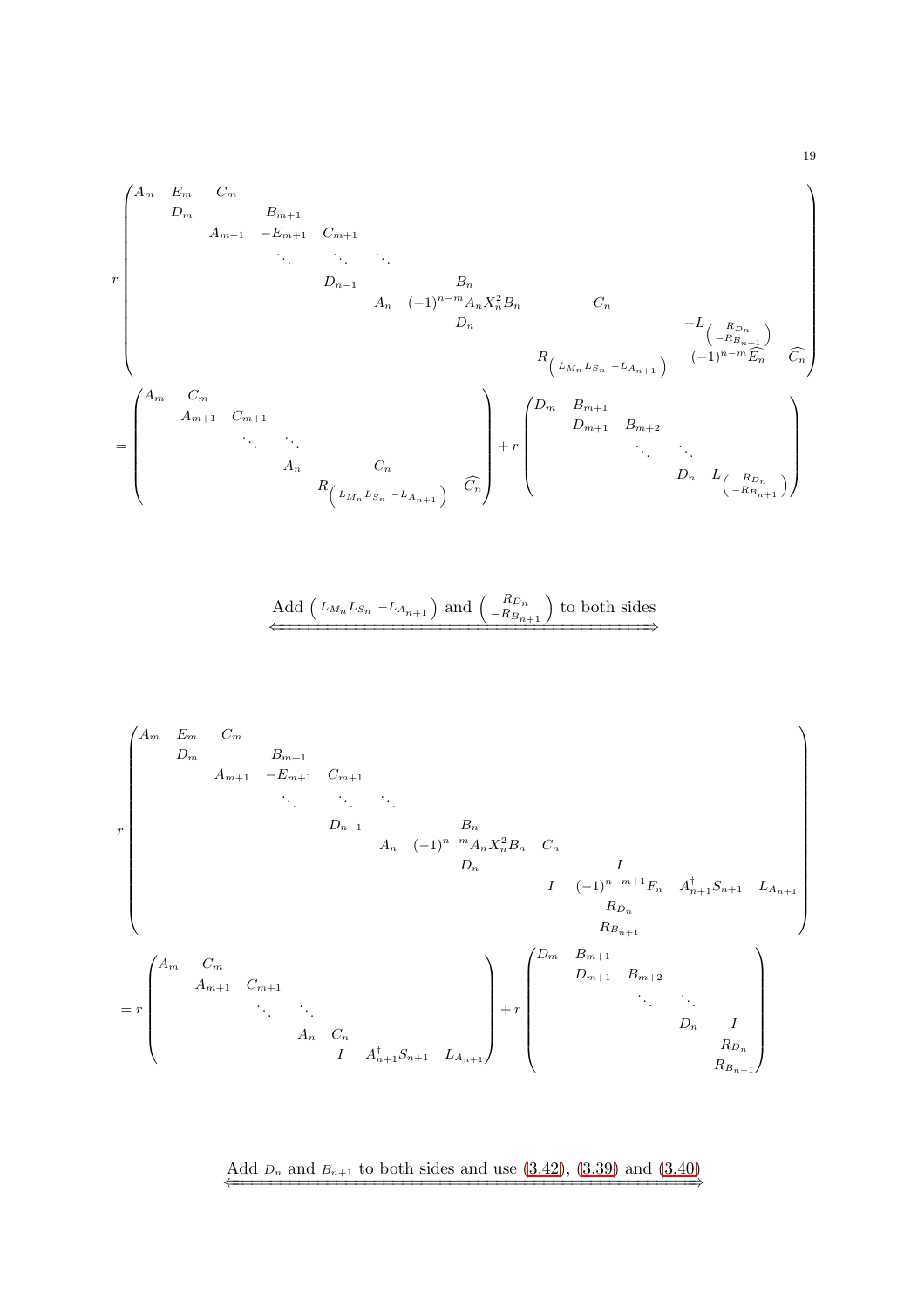$$
r\begin{pmatrix}
A_m & E_m & C_m & & & & & & & & & \\
 & D_m & & B_{m+1} & & & & & & & & \\
 & & A_{m+1} & -E_{m+1} & C_{m+1} & & & & & & & \\
 & & & \ddots & \ddots & \ddots & & & & & & \\
 & & & & & D_{n-1} & & B_n & & & & \\
 & & & & & & A_n & (-1)^{n-m}A_nX_n^2B_n & C_n & & & \\
 & & & & & & & D_n & & & -L_{\begin{pmatrix} R_{D_n} \\ -R_{B_{n+1}} \end{pmatrix}} & \\
 & & & & & & & & R_{\begin{pmatrix} L_{M_n}L_{S_n} & -L_{A_{n+1}} \end{pmatrix}} & & (-1)^{n-m}\widehat{E_n} & \widehat{C_n}
\end{pmatrix}
$$

$$
= \begin{pmatrix}
A_m & C_m & & & & \\
 & A_{m+1} & C_{m+1} & & & \\
 & & \ddots & \ddots & & \\
 & & & A_n & C_n & \\
 & & & & R_{\begin{pmatrix} L_{M_n}L_{S_n} & -L_{A_{n+1}} \end{pmatrix}} & \widehat{C_n}
\end{pmatrix}
+ r\begin{pmatrix}
D_m & B_{m+1} & & & \\
 & D_{m+1} & B_{m+2} & & \\
 & & \ddots & \ddots & \\
 & & & D_n & L_{\begin{pmatrix} R_{D_n} \\ -R_{B_{n+1}} \end{pmatrix}}
\end{pmatrix}
$$

$$
\xLeftrightarrow{\text{Add } \begin{pmatrix} L_{M_n}L_{S_n} & -L_{A_{n+1}} \end{pmatrix} \text{ and } \begin{pmatrix} R_{D_n} \\ -R_{B_{n+1}} \end{pmatrix} \text{ to both sides}}
$$

$$
r\begin{pmatrix}
A_m & E_m & C_m & & & & & & & & & \\
 & D_m & & B_{m+1} & & & & & & & & \\
 & & A_{m+1} & -E_{m+1} & C_{m+1} & & & & & & & \\
 & & & \ddots & \ddots & \ddots & & & & & & \\
 & & & & & D_{n-1} & & B_n & & & & \\
 & & & & & & A_n & (-1)^{n-m}A_nX_n^2B_n & C_n & & & \\
 & & & & & & & D_n & & I & & \\
 & & & & & & & & I & (-1)^{n-m+1}F_n & A_{n+1}^{\dagger}S_{n+1} & L_{A_{n+1}} \\
 & & & & & & & & & R_{D_n} & & \\
 & & & & & & & & & R_{B_{n+1}} & &
\end{pmatrix}
$$

$$
= r\begin{pmatrix}
A_m & C_m & & & & & \\
 & A_{m+1} & C_{m+1} & & & & \\
 & & \ddots & \ddots & & & \\
 & & & A_n & C_n & & \\
 & & & & I & A_{n+1}^{\dagger}S_{n+1} & L_{A_{n+1}}
\end{pmatrix}
+ r\begin{pmatrix}
D_m & B_{m+1} & & & \\
 & D_{m+1} & B_{m+2} & & \\
 & & \ddots & \ddots & \\
 & & & D_n & I \\
 & & & & R_{D_n} \\
 & & & & R_{B_{n+1}}
\end{pmatrix}
$$

$$
\xLeftrightarrow{\text{Add } D_n \text{ and } B_{n+1} \text{ to both sides and use (3.42), (3.39) and (3.40)}}
$$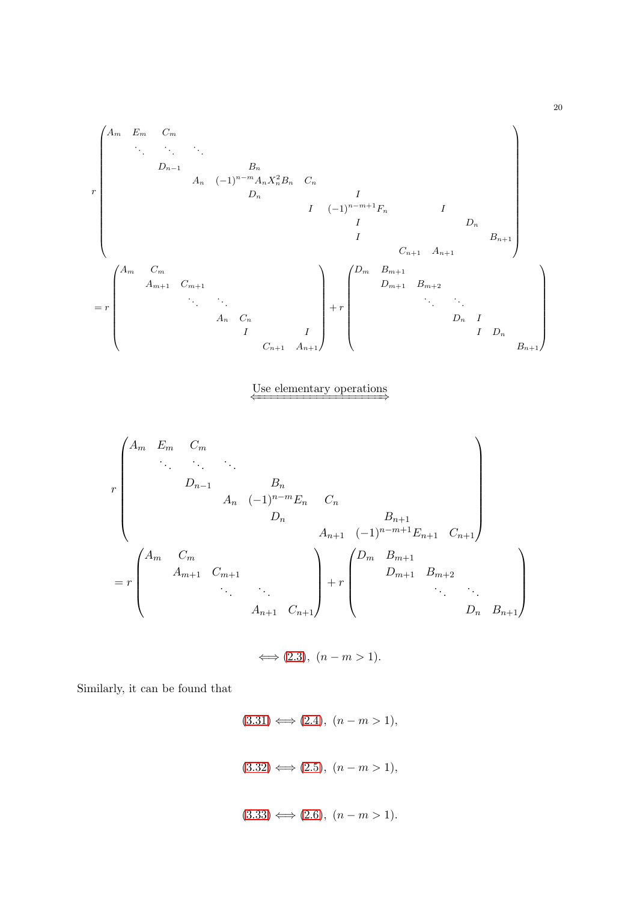$$
r\begin{pmatrix}
A_m & E_m & C_m & & & & & & & & & \\
& \ddots & \ddots & \ddots & & & & & & & & \\
& & D_{n-1} & & B_n & & & & & & & \\
& & & A_n & (-1)^{n-m}A_nX_n^2B_n & C_n & & & & & & \\
& & & & D_n & & I & & & & & \\
& & & & & I & (-1)^{n-m+1}F_n & & & I & & \\
& & & & & & I & & & & D_n & \\
& & & & & & I & & & & & B_{n+1} \\
& & & & & & & C_{n+1} & A_{n+1} & & &
\end{pmatrix}
$$

$$
= r\begin{pmatrix}
A_m & C_m & & & & & \\
& A_{m+1} & C_{m+1} & & & & \\
& & \ddots & \ddots & & & \\
& & & A_n & C_n & & \\
& & & & I & & I \\
& & & & & C_{n+1} & A_{n+1}
\end{pmatrix}
+ r\begin{pmatrix}
D_m & B_{m+1} & & & & & \\
& D_{m+1} & B_{m+2} & & & & \\
& & \ddots & \ddots & & & \\
& & & D_n & I & & \\
& & & & I & D_n & \\
& & & & & & B_{n+1}
\end{pmatrix}
$$

$$
\xLeftrightarrow{\text{Use elementary operations}}
$$

$$
r\begin{pmatrix}
A_m & E_m & C_m & & & & & \\
& \ddots & \ddots & \ddots & & & & \\
& & D_{n-1} & & B_n & & & \\
& & & A_n & (-1)^{n-m}E_n & C_n & & \\
& & & & D_n & & B_{n+1} & \\
& & & & & A_{n+1} & (-1)^{n-m+1}E_{n+1} & C_{n+1}
\end{pmatrix}
$$

$$
= r\begin{pmatrix}
A_m & C_m & & & \\
& A_{m+1} & C_{m+1} & & \\
& & \ddots & \ddots & \\
& & & A_{n+1} & C_{n+1}
\end{pmatrix}
+ r\begin{pmatrix}
D_m & B_{m+1} & & & \\
& D_{m+1} & B_{m+2} & & \\
& & \ddots & \ddots & \\
& & & D_n & B_{n+1}
\end{pmatrix}
$$

$$
\Longleftrightarrow (2.3),\ (n-m>1).
$$

Similarly, it can be found that

$$
(3.31) \Longleftrightarrow (2.4),\ (n-m>1),
$$

$$
(3.32) \Longleftrightarrow (2.5),\ (n-m>1),
$$

$$
(3.33) \Longleftrightarrow (2.6),\ (n-m>1).
$$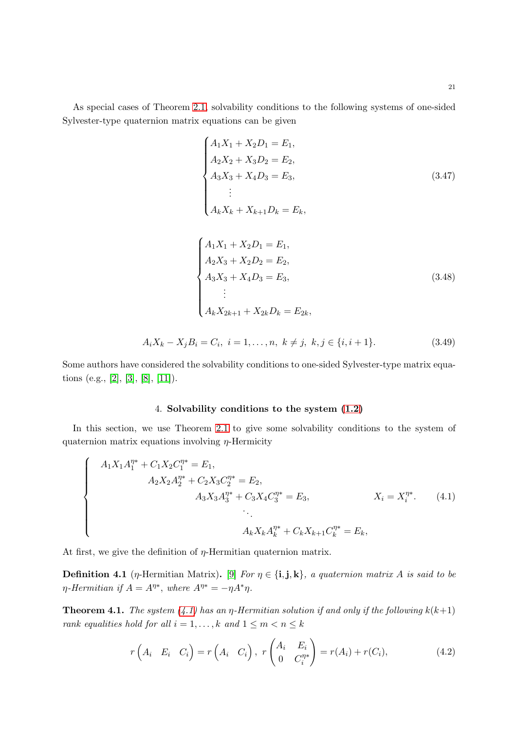As special cases of Theorem 2.1, solvability conditions to the following systems of one-sided Sylvester-type quaternion matrix equations can be given

$$
\begin{cases}
A_1X_1 + X_2D_1 = E_1, \\
A_2X_2 + X_3D_2 = E_2, \\
A_3X_3 + X_4D_3 = E_3, \\
\quad \vdots \\
A_kX_k + X_{k+1}D_k = E_k,
\end{cases}
\tag{3.47}
$$

$$
\begin{cases}
A_1X_1 + X_2D_1 = E_1, \\
A_2X_3 + X_2D_2 = E_2, \\
A_3X_3 + X_4D_3 = E_3, \\
\quad \vdots \\
A_kX_{2k+1} + X_{2k}D_k = E_{2k},
\end{cases}
\tag{3.48}
$$

$$
A_iX_k - X_jB_i = C_i,\ i = 1, \dots, n,\ k \neq j,\ k, j \in \{i, i+1\}. \tag{3.49}
$$

Some authors have considered the solvability conditions to one-sided Sylvester-type matrix equations (e.g., [2], [3], [8], [11]).

## 4. Solvability conditions to the system (1.2)

In this section, we use Theorem 2.1 to give some solvability conditions to the system of quaternion matrix equations involving $\eta$-Hermicity

$$
\begin{cases}
A_1X_1A_1^{\eta*} + C_1X_2C_1^{\eta*} = E_1, \\
\qquad A_2X_2A_2^{\eta*} + C_2X_3C_2^{\eta*} = E_2, \\
\qquad\qquad A_3X_3A_3^{\eta*} + C_3X_4C_3^{\eta*} = E_3, \\
\qquad\qquad\qquad \ddots \\
\qquad\qquad\qquad A_kX_kA_k^{\eta*} + C_kX_{k+1}C_k^{\eta*} = E_k,
\end{cases}
\quad X_i = X_i^{\eta*}. \tag{4.1}
$$

At first, we give the definition of $\eta$-Hermitian quaternion matrix.

**Definition 4.1** ($\eta$-Hermitian Matrix)**.** [9] *For $\eta \in \{\mathbf{i}, \mathbf{j}, \mathbf{k}\}$, a quaternion matrix $A$ is said to be $\eta$-Hermitian if $A = A^{\eta*}$, where $A^{\eta*} = -\eta A^*\eta$.*

**Theorem 4.1.** *The system (4.1) has an $\eta$-Hermitian solution if and only if the following $k(k+1)$ rank equalities hold for all $i = 1, \dots, k$ and $1 \leq m < n \leq k$*

$$
r\begin{pmatrix} A_i & E_i & C_i \end{pmatrix} = r\begin{pmatrix} A_i & C_i \end{pmatrix},\ r\begin{pmatrix} A_i & E_i \\ 0 & C_i^{\eta*} \end{pmatrix} = r(A_i) + r(C_i), \tag{4.2}
$$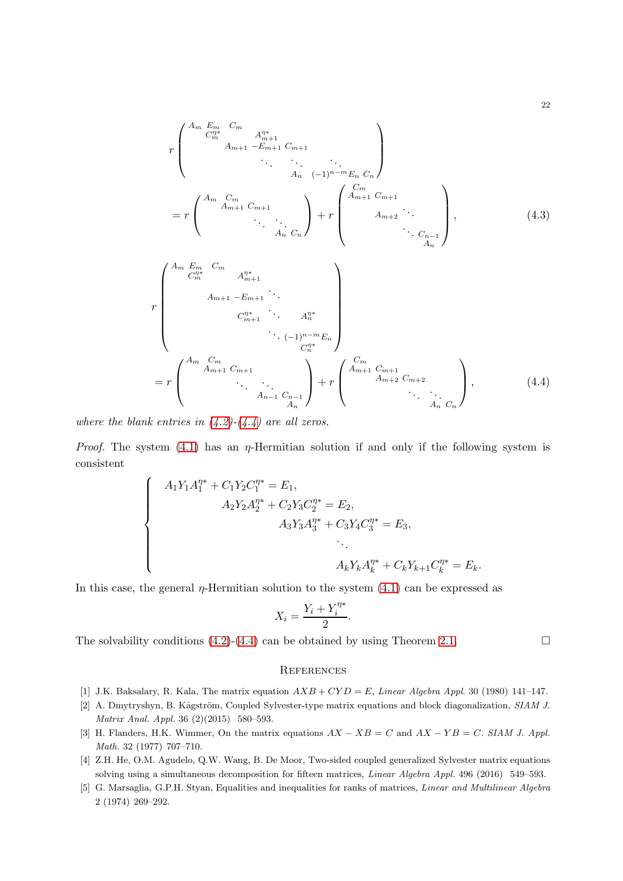$$
r\begin{pmatrix}
A_m & E_m & C_m & & & & & \\
 & C_m^{\eta*} & & A_{m+1}^{\eta*} & & & & \\
 & & A_{m+1} & -E_{m+1} & C_{m+1} & & & \\
 & & & \ddots & \ddots & \ddots & & \\
 & & & & A_n & (-1)^{n-m}E_n & C_n &
\end{pmatrix}
$$

$$
= r\begin{pmatrix}
A_m & C_m & & & \\
 & A_{m+1} & C_{m+1} & & \\
 & & \ddots & \ddots & \\
 & & & A_n & C_n
\end{pmatrix}
+ r\begin{pmatrix}
C_m & & & \\
A_{m+1} & C_{m+1} & & \\
 & A_{m+2} & \ddots & \\
 & & \ddots & C_{n-1} \\
 & & & A_n
\end{pmatrix}, \tag{4.3}
$$

$$
r\begin{pmatrix}
A_m & E_m & C_m & & & & \\
 & C_m^{\eta*} & & A_{m+1}^{\eta*} & & & \\
 & & A_{m+1} & -E_{m+1} & \ddots & & \\
 & & & C_{m+1}^{\eta*} & \ddots & A_n^{\eta*} & \\
 & & & & \ddots & (-1)^{n-m}E_n & \\
 & & & & & C_n^{\eta*} &
\end{pmatrix}
$$

$$
= r\begin{pmatrix}
A_m & C_m & & & \\
 & A_{m+1} & C_{m+1} & & \\
 & & \ddots & \ddots & \\
 & & & A_{n-1} & C_{n-1} \\
 & & & & A_n
\end{pmatrix}
+ r\begin{pmatrix}
C_m & & & & \\
A_{m+1} & C_{m+1} & & & \\
 & A_{m+2} & C_{m+2} & & \\
 & & \ddots & \ddots & \\
 & & & A_n & C_n
\end{pmatrix}, \tag{4.4}
$$

*where the blank entries in (4.2)-(4.4) are all zeros.*

*Proof.* The system (4.1) has an $\eta$-Hermitian solution if and only if the following system is consistent

$$
\begin{cases}
A_1Y_1A_1^{\eta*} + C_1Y_2C_1^{\eta*} = E_1, \\
\qquad A_2Y_2A_2^{\eta*} + C_2Y_3C_2^{\eta*} = E_2, \\
\qquad\qquad A_3Y_3A_3^{\eta*} + C_3Y_4C_3^{\eta*} = E_3, \\
\qquad\qquad\qquad \ddots \\
\qquad\qquad\qquad\quad A_kY_kA_k^{\eta*} + C_kY_{k+1}C_k^{\eta*} = E_k.
\end{cases}
$$

In this case, the general $\eta$-Hermitian solution to the system (4.1) can be expressed as

$$
X_i = \frac{Y_i + Y_i^{\eta*}}{2}.
$$

The solvability conditions (4.2)-(4.4) can be obtained by using Theorem 2.1. □

## References

[1] J.K. Baksalary, R. Kala, The matrix equation $AXB + CYD = E$, *Linear Algebra Appl.* 30 (1980) 141–147.

[2] A. Dmytryshyn, B. Kågström, Coupled Sylvester-type matrix equations and block diagonalization, *SIAM J. Matrix Anal. Appl.* 36 (2)(2015) 580–593.

[3] H. Flanders, H.K. Wimmer, On the matrix equations $AX - XB = C$ and $AX - YB = C$. *SIAM J. Appl. Math.* 32 (1977) 707–710.

[4] Z.H. He, O.M. Agudelo, Q.W. Wang, B. De Moor, Two-sided coupled generalized Sylvester matrix equations solving using a simultaneous decomposition for fifteen matrices, *Linear Algebra Appl.* 496 (2016) 549–593.

[5] G. Marsaglia, G.P.H. Styan, Equalities and inequalities for ranks of matrices, *Linear and Multilinear Algebra* 2 (1974) 269–292.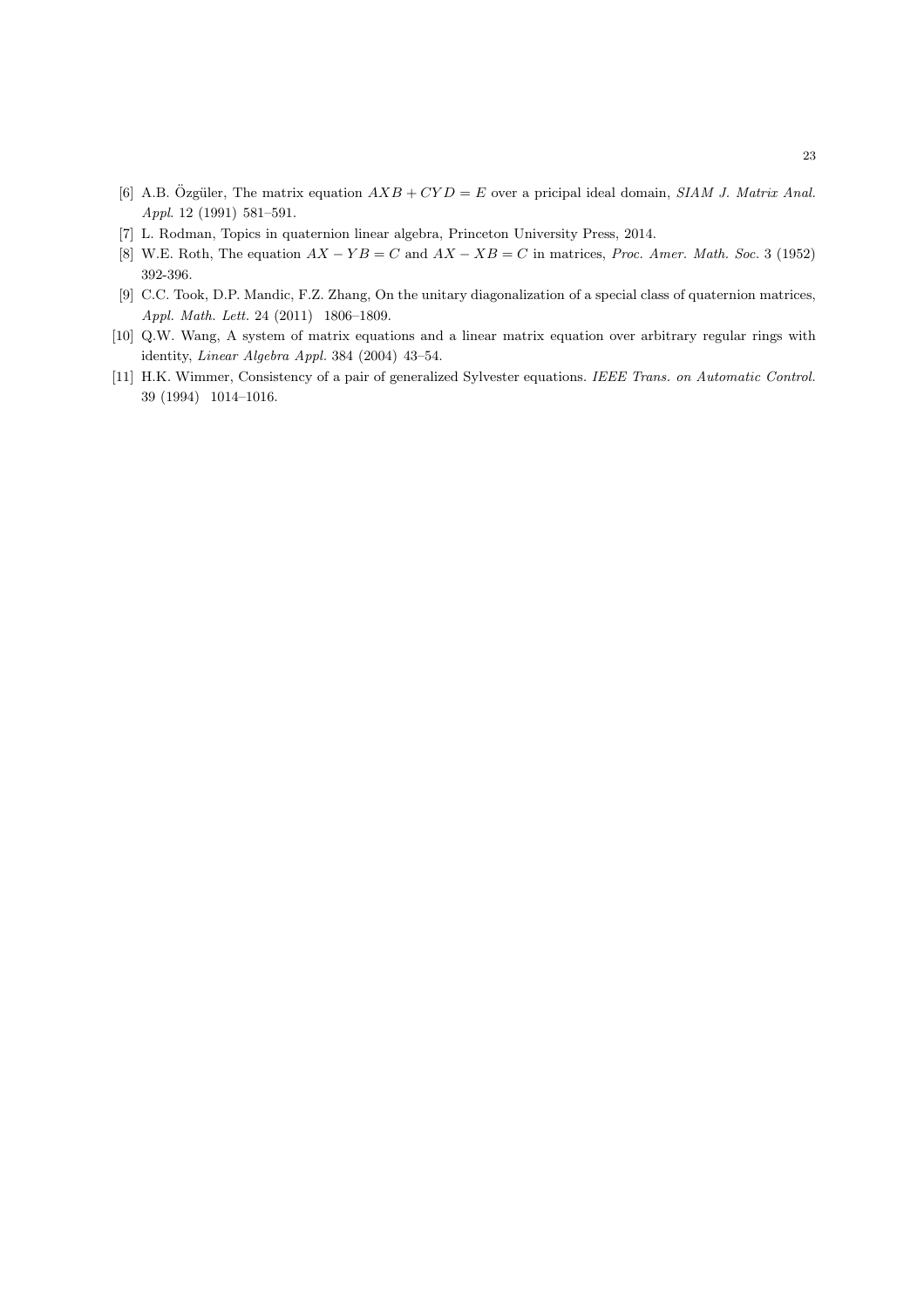[6] A.B. Özgüler, The matrix equation $AXB + CYD = E$ over a pricipal ideal domain, *SIAM J. Matrix Anal. Appl.* 12 (1991) 581–591.

[7] L. Rodman, Topics in quaternion linear algebra, Princeton University Press, 2014.

[8] W.E. Roth, The equation $AX - YB = C$ and $AX - XB = C$ in matrices, *Proc. Amer. Math. Soc.* 3 (1952) 392-396.

[9] C.C. Took, D.P. Mandic, F.Z. Zhang, On the unitary diagonalization of a special class of quaternion matrices, *Appl. Math. Lett.* 24 (2011) 1806–1809.

[10] Q.W. Wang, A system of matrix equations and a linear matrix equation over arbitrary regular rings with identity, *Linear Algebra Appl.* 384 (2004) 43–54.

[11] H.K. Wimmer, Consistency of a pair of generalized Sylvester equations. *IEEE Trans. on Automatic Control.* 39 (1994) 1014–1016.